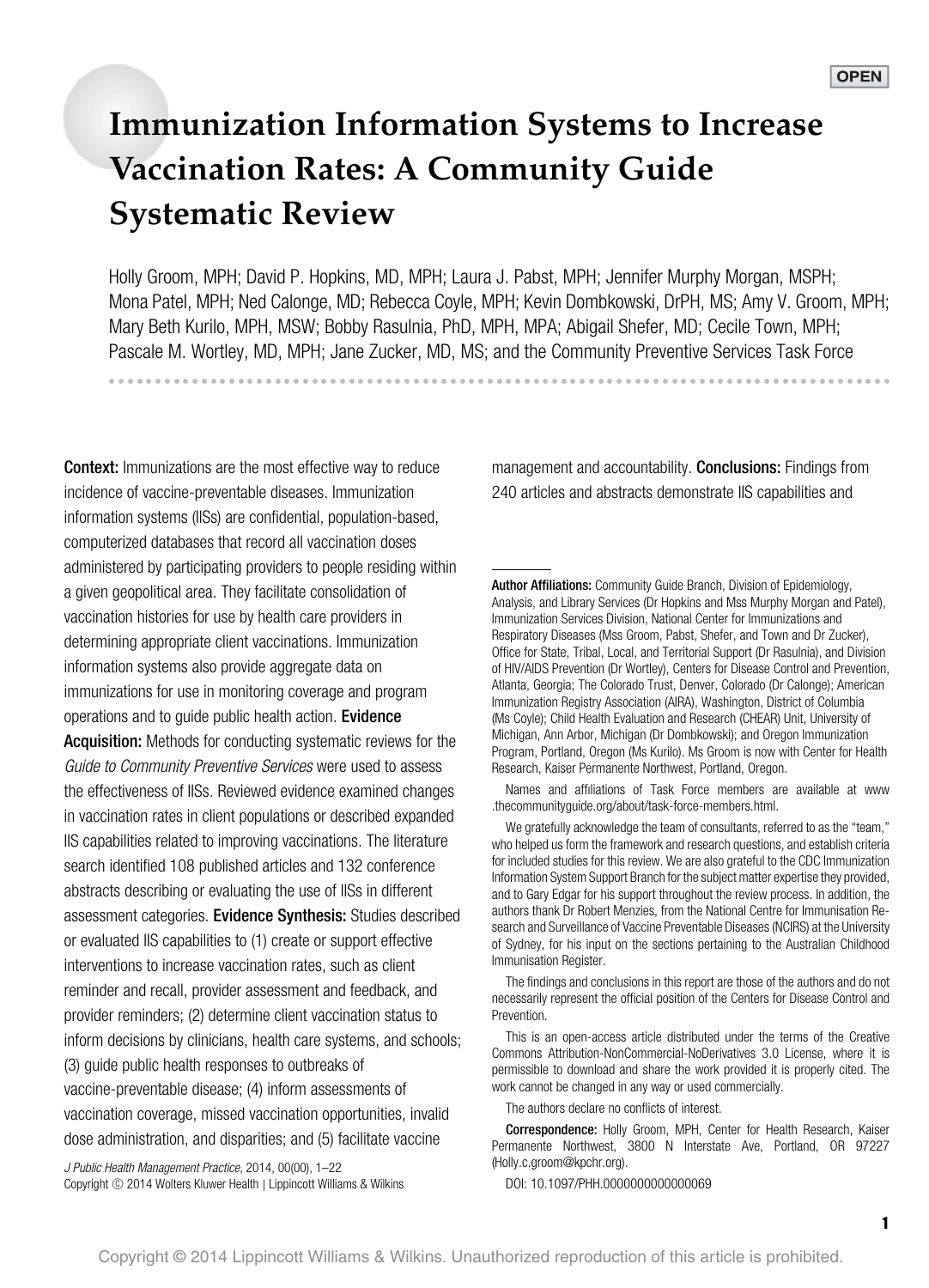OPEN

# Immunization Information Systems to Increase Vaccination Rates: A Community Guide Systematic Review

Holly Groom, MPH; David P. Hopkins, MD, MPH; Laura J. Pabst, MPH; Jennifer Murphy Morgan, MSPH; Mona Patel, MPH; Ned Calonge, MD; Rebecca Coyle, MPH; Kevin Dombkowski, DrPH, MS; Amy V. Groom, MPH; Mary Beth Kurilo, MPH, MSW; Bobby Rasulnia, PhD, MPH, MPA; Abigail Shefer, MD; Cecile Town, MPH; Pascale M. Wortley, MD, MPH; Jane Zucker, MD, MS; and the Community Preventive Services Task Force

**Context:** Immunizations are the most effective way to reduce incidence of vaccine-preventable diseases. Immunization information systems (IISs) are confidential, population-based, computerized databases that record all vaccination doses administered by participating providers to people residing within a given geopolitical area. They facilitate consolidation of vaccination histories for use by health care providers in determining appropriate client vaccinations. Immunization information systems also provide aggregate data on immunizations for use in monitoring coverage and program operations and to guide public health action. **Evidence Acquisition:** Methods for conducting systematic reviews for the *Guide to Community Preventive Services* were used to assess the effectiveness of IISs. Reviewed evidence examined changes in vaccination rates in client populations or described expanded IIS capabilities related to improving vaccinations. The literature search identified 108 published articles and 132 conference abstracts describing or evaluating the use of IISs in different assessment categories. **Evidence Synthesis:** Studies described or evaluated IIS capabilities to (1) create or support effective interventions to increase vaccination rates, such as client reminder and recall, provider assessment and feedback, and provider reminders; (2) determine client vaccination status to inform decisions by clinicians, health care systems, and schools; (3) guide public health responses to outbreaks of vaccine-preventable disease; (4) inform assessments of vaccination coverage, missed vaccination opportunities, invalid dose administration, and disparities; and (5) facilitate vaccine management and accountability. **Conclusions:** Findings from 240 articles and abstracts demonstrate IIS capabilities and

*J Public Health Management Practice*, 2014, 00(00), 1–22
Copyright © 2014 Wolters Kluwer Health | Lippincott Williams & Wilkins

**Author Affiliations:** Community Guide Branch, Division of Epidemiology, Analysis, and Library Services (Dr Hopkins and Mss Murphy Morgan and Patel), Immunization Services Division, National Center for Immunizations and Respiratory Diseases (Mss Groom, Pabst, Shefer, and Town and Dr Zucker), Office for State, Tribal, Local, and Territorial Support (Dr Rasulnia), and Division of HIV/AIDS Prevention (Dr Wortley), Centers for Disease Control and Prevention, Atlanta, Georgia; The Colorado Trust, Denver, Colorado (Dr Calonge); American Immunization Registry Association (AIRA), Washington, District of Columbia (Ms Coyle); Child Health Evaluation and Research (CHEAR) Unit, University of Michigan, Ann Arbor, Michigan (Dr Dombkowski); and Oregon Immunization Program, Portland, Oregon (Ms Kurilo). Ms Groom is now with Center for Health Research, Kaiser Permanente Northwest, Portland, Oregon.

Names and affiliations of Task Force members are available at www.thecommunityguide.org/about/task-force-members.html.

We gratefully acknowledge the team of consultants, referred to as the "team," who helped us form the framework and research questions, and establish criteria for included studies for this review. We are also grateful to the CDC Immunization Information System Support Branch for the subject matter expertise they provided, and to Gary Edgar for his support throughout the review process. In addition, the authors thank Dr Robert Menzies, from the National Centre for Immunisation Research and Surveillance of Vaccine Preventable Diseases (NCIRS) at the University of Sydney, for his input on the sections pertaining to the Australian Childhood Immunisation Register.

The findings and conclusions in this report are those of the authors and do not necessarily represent the official position of the Centers for Disease Control and Prevention.

This is an open-access article distributed under the terms of the Creative Commons Attribution-NonCommercial-NoDerivatives 3.0 License, where it is permissible to download and share the work provided it is properly cited. The work cannot be changed in any way or used commercially.

The authors declare no conflicts of interest.

**Correspondence:** Holly Groom, MPH, Center for Health Research, Kaiser Permanente Northwest, 3800 N Interstate Ave, Portland, OR 97227 (Holly.c.groom@kpchr.org).

DOI: 10.1097/PHH.0000000000000069

Copyright © 2014 Lippincott Williams & Wilkins. Unauthorized reproduction of this article is prohibited.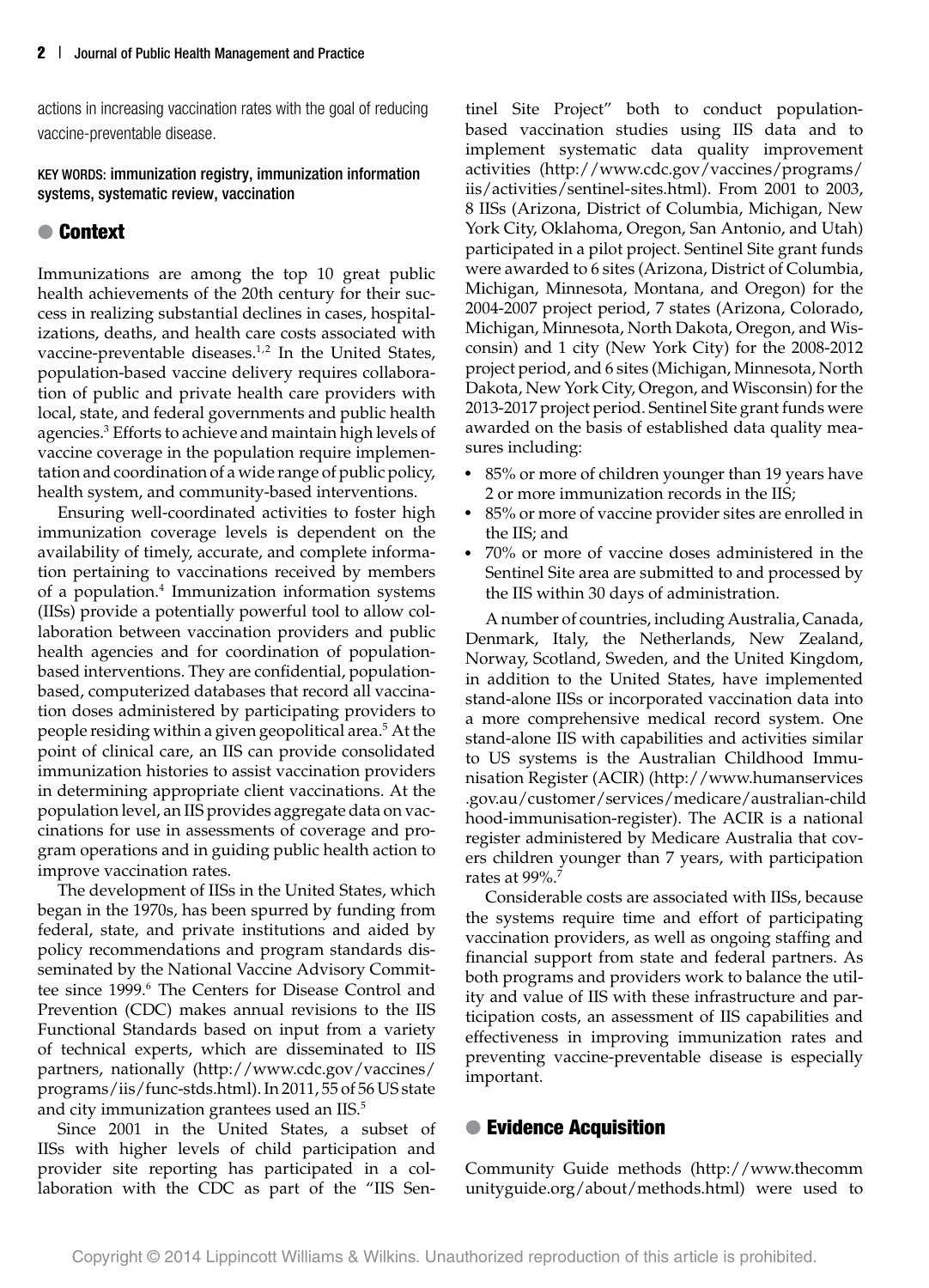actions in increasing vaccination rates with the goal of reducing vaccine-preventable disease.

KEY WORDS: **immunization registry, immunization information systems, systematic review, vaccination**

## Context

Immunizations are among the top 10 great public health achievements of the 20th century for their success in realizing substantial declines in cases, hospitalizations, deaths, and health care costs associated with vaccine-preventable diseases.[1,2] In the United States, population-based vaccine delivery requires collaboration of public and private health care providers with local, state, and federal governments and public health agencies.[3] Efforts to achieve and maintain high levels of vaccine coverage in the population require implementation and coordination of a wide range of public policy, health system, and community-based interventions.

Ensuring well-coordinated activities to foster high immunization coverage levels is dependent on the availability of timely, accurate, and complete information pertaining to vaccinations received by members of a population.[4] Immunization information systems (IISs) provide a potentially powerful tool to allow collaboration between vaccination providers and public health agencies and for coordination of population-based interventions. They are confidential, population-based, computerized databases that record all vaccination doses administered by participating providers to people residing within a given geopolitical area.[5] At the point of clinical care, an IIS can provide consolidated immunization histories to assist vaccination providers in determining appropriate client vaccinations. At the population level, an IIS provides aggregate data on vaccinations for use in assessments of coverage and program operations and in guiding public health action to improve vaccination rates.

The development of IISs in the United States, which began in the 1970s, has been spurred by funding from federal, state, and private institutions and aided by policy recommendations and program standards disseminated by the National Vaccine Advisory Committee since 1999.[6] The Centers for Disease Control and Prevention (CDC) makes annual revisions to the IIS Functional Standards based on input from a variety of technical experts, which are disseminated to IIS partners, nationally (http://www.cdc.gov/vaccines/programs/iis/func-stds.html). In 2011, 55 of 56 US state and city immunization grantees used an IIS.[5]

Since 2001 in the United States, a subset of IISs with higher levels of child participation and provider site reporting has participated in a collaboration with the CDC as part of the "IIS Sentinel Site Project" both to conduct population-based vaccination studies using IIS data and to implement systematic data quality improvement activities (http://www.cdc.gov/vaccines/programs/iis/activities/sentinel-sites.html). From 2001 to 2003, 8 IISs (Arizona, District of Columbia, Michigan, New York City, Oklahoma, Oregon, San Antonio, and Utah) participated in a pilot project. Sentinel Site grant funds were awarded to 6 sites (Arizona, District of Columbia, Michigan, Minnesota, Montana, and Oregon) for the 2004-2007 project period, 7 states (Arizona, Colorado, Michigan, Minnesota, North Dakota, Oregon, and Wisconsin) and 1 city (New York City) for the 2008-2012 project period, and 6 sites (Michigan, Minnesota, North Dakota, New York City, Oregon, and Wisconsin) for the 2013-2017 project period. Sentinel Site grant funds were awarded on the basis of established data quality measures including:

- 85% or more of children younger than 19 years have 2 or more immunization records in the IIS;
- 85% or more of vaccine provider sites are enrolled in the IIS; and
- 70% or more of vaccine doses administered in the Sentinel Site area are submitted to and processed by the IIS within 30 days of administration.

A number of countries, including Australia, Canada, Denmark, Italy, the Netherlands, New Zealand, Norway, Scotland, Sweden, and the United Kingdom, in addition to the United States, have implemented stand-alone IISs or incorporated vaccination data into a more comprehensive medical record system. One stand-alone IIS with capabilities and activities similar to US systems is the Australian Childhood Immunisation Register (ACIR) (http://www.humanservices.gov.au/customer/services/medicare/australian-childhood-immunisation-register). The ACIR is a national register administered by Medicare Australia that covers children younger than 7 years, with participation rates at 99%.[7]

Considerable costs are associated with IISs, because the systems require time and effort of participating vaccination providers, as well as ongoing staffing and financial support from state and federal partners. As both programs and providers work to balance the utility and value of IIS with these infrastructure and participation costs, an assessment of IIS capabilities and effectiveness in improving immunization rates and preventing vaccine-preventable disease is especially important.

## Evidence Acquisition

Community Guide methods (http://www.thecommunityguide.org/about/methods.html) were used to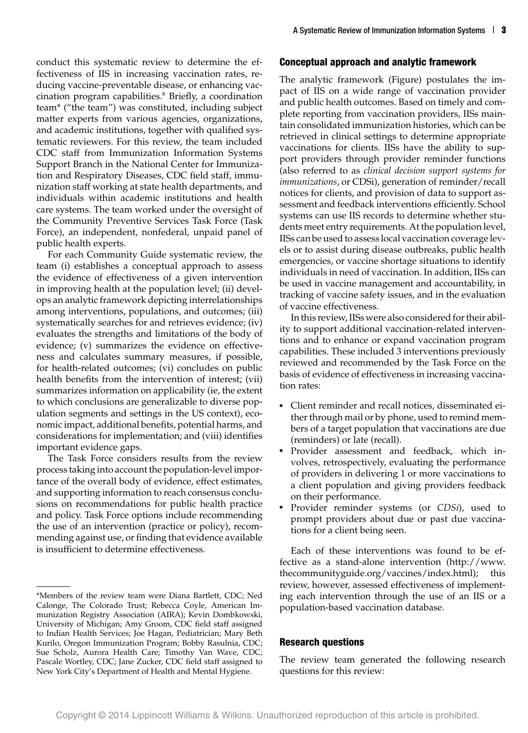conduct this systematic review to determine the effectiveness of IIS in increasing vaccination rates, reducing vaccine-preventable disease, or enhancing vaccination program capabilities.[8] Briefly, a coordination team* ("the team") was constituted, including subject matter experts from various agencies, organizations, and academic institutions, together with qualified systematic reviewers. For this review, the team included CDC staff from Immunization Information Systems Support Branch in the National Center for Immunization and Respiratory Diseases, CDC field staff, immunization staff working at state health departments, and individuals within academic institutions and health care systems. The team worked under the oversight of the Community Preventive Services Task Force (Task Force), an independent, nonfederal, unpaid panel of public health experts.

For each Community Guide systematic review, the team (i) establishes a conceptual approach to assess the evidence of effectiveness of a given intervention in improving health at the population level; (ii) develops an analytic framework depicting interrelationships among interventions, populations, and outcomes; (iii) systematically searches for and retrieves evidence; (iv) evaluates the strengths and limitations of the body of evidence; (v) summarizes the evidence on effectiveness and calculates summary measures, if possible, for health-related outcomes; (vi) concludes on public health benefits from the intervention of interest; (vii) summarizes information on applicability (ie, the extent to which conclusions are generalizable to diverse population segments and settings in the US context), economic impact, additional benefits, potential harms, and considerations for implementation; and (viii) identifies important evidence gaps.

The Task Force considers results from the review process taking into account the population-level importance of the overall body of evidence, effect estimates, and supporting information to reach consensus conclusions on recommendations for public health practice and policy. Task Force options include recommending the use of an intervention (practice or policy), recommending against use, or finding that evidence available is insufficient to determine effectiveness.

*Members of the review team were Diana Bartlett, CDC; Ned Calonge, The Colorado Trust; Rebecca Coyle, American Immunization Registry Association (AIRA); Kevin Dombkowski, University of Michigan; Amy Groom, CDC field staff assigned to Indian Health Services; Joe Hagan, Pediatrician; Mary Beth Kurilo, Oregon Immunization Program; Bobby Rasulnia, CDC; Sue Scholz, Aurora Health Care; Timothy Van Wave, CDC; Pascale Wortley, CDC; Jane Zucker, CDC field staff assigned to New York City's Department of Health and Mental Hygiene.

## Conceptual approach and analytic framework

The analytic framework (Figure) postulates the impact of IIS on a wide range of vaccination provider and public health outcomes. Based on timely and complete reporting from vaccination providers, IISs maintain consolidated immunization histories, which can be retrieved in clinical settings to determine appropriate vaccinations for clients. IISs have the ability to support providers through provider reminder functions (also referred to as *clinical decision support systems for immunizations*, or CDSi), generation of reminder/recall notices for clients, and provision of data to support assessment and feedback interventions efficiently. School systems can use IIS records to determine whether students meet entry requirements. At the population level, IISs can be used to assess local vaccination coverage levels or to assist during disease outbreaks, public health emergencies, or vaccine shortage situations to identify individuals in need of vaccination. In addition, IISs can be used in vaccine management and accountability, in tracking of vaccine safety issues, and in the evaluation of vaccine effectiveness.

In this review, IISs were also considered for their ability to support additional vaccination-related interventions and to enhance or expand vaccination program capabilities. These included 3 interventions previously reviewed and recommended by the Task Force on the basis of evidence of effectiveness in increasing vaccination rates:

- Client reminder and recall notices, disseminated either through mail or by phone, used to remind members of a target population that vaccinations are due (reminders) or late (recall).
- Provider assessment and feedback, which involves, retrospectively, evaluating the performance of providers in delivering 1 or more vaccinations to a client population and giving providers feedback on their performance.
- Provider reminder systems (or *CDSi*), used to prompt providers about due or past due vaccinations for a client being seen.

Each of these interventions was found to be effective as a stand-alone intervention (http://www.thecommunityguide.org/vaccines/index.html); this review, however, assessed effectiveness of implementing each intervention through the use of an IIS or a population-based vaccination database.

## Research questions

The review team generated the following research questions for this review: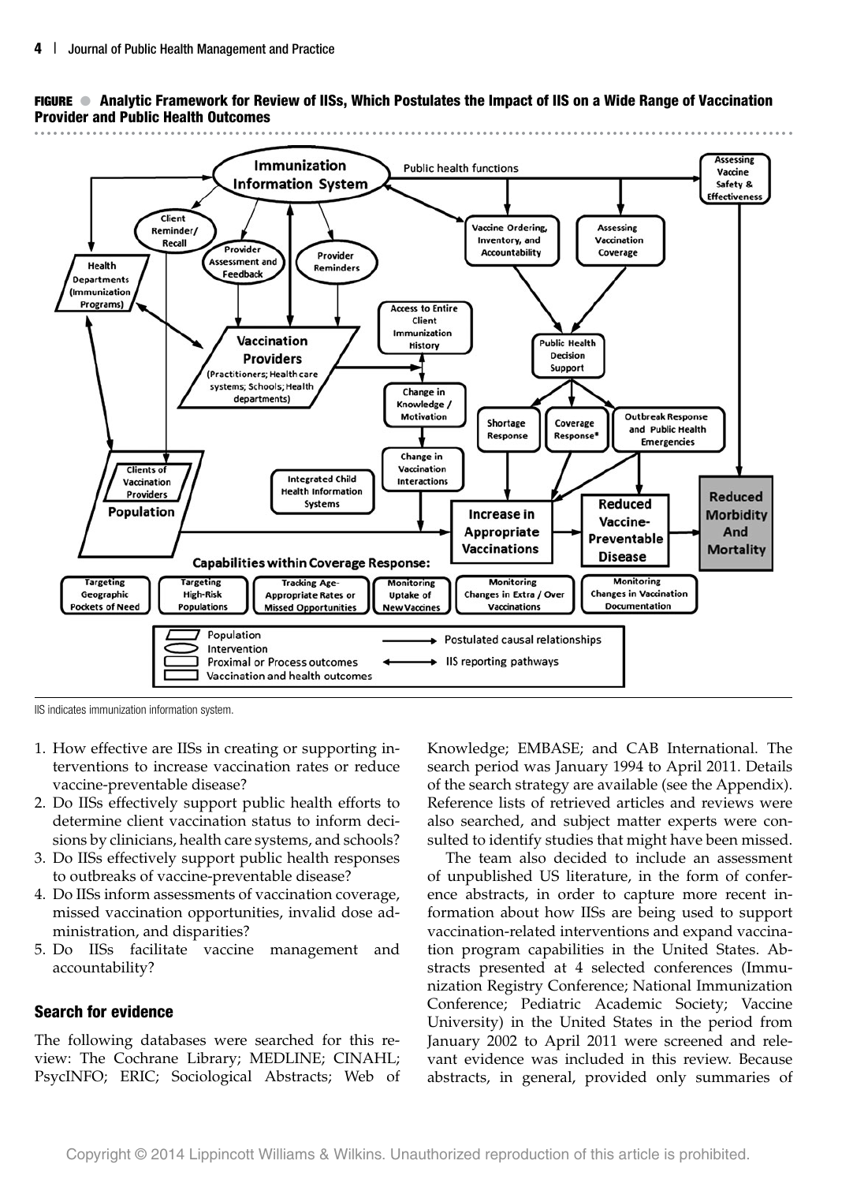**FIGURE ● Analytic Framework for Review of IISs, Which Postulates the Impact of IIS on a Wide Range of Vaccination Provider and Public Health Outcomes**

IIS indicates immunization information system.

1. How effective are IISs in creating or supporting interventions to increase vaccination rates or reduce vaccine-preventable disease?
2. Do IISs effectively support public health efforts to determine client vaccination status to inform decisions by clinicians, health care systems, and schools?
3. Do IISs effectively support public health responses to outbreaks of vaccine-preventable disease?
4. Do IISs inform assessments of vaccination coverage, missed vaccination opportunities, invalid dose administration, and disparities?
5. Do IISs facilitate vaccine management and accountability?

### Search for evidence

The following databases were searched for this review: The Cochrane Library; MEDLINE; CINAHL; PsycINFO; ERIC; Sociological Abstracts; Web of Knowledge; EMBASE; and CAB International. The search period was January 1994 to April 2011. Details of the search strategy are available (see the Appendix). Reference lists of retrieved articles and reviews were also searched, and subject matter experts were consulted to identify studies that might have been missed.

The team also decided to include an assessment of unpublished US literature, in the form of conference abstracts, in order to capture more recent information about how IISs are being used to support vaccination-related interventions and expand vaccination program capabilities in the United States. Abstracts presented at 4 selected conferences (Immunization Registry Conference; National Immunization Conference; Pediatric Academic Society; Vaccine University) in the United States in the period from January 2002 to April 2011 were screened and relevant evidence was included in this review. Because abstracts, in general, provided only summaries of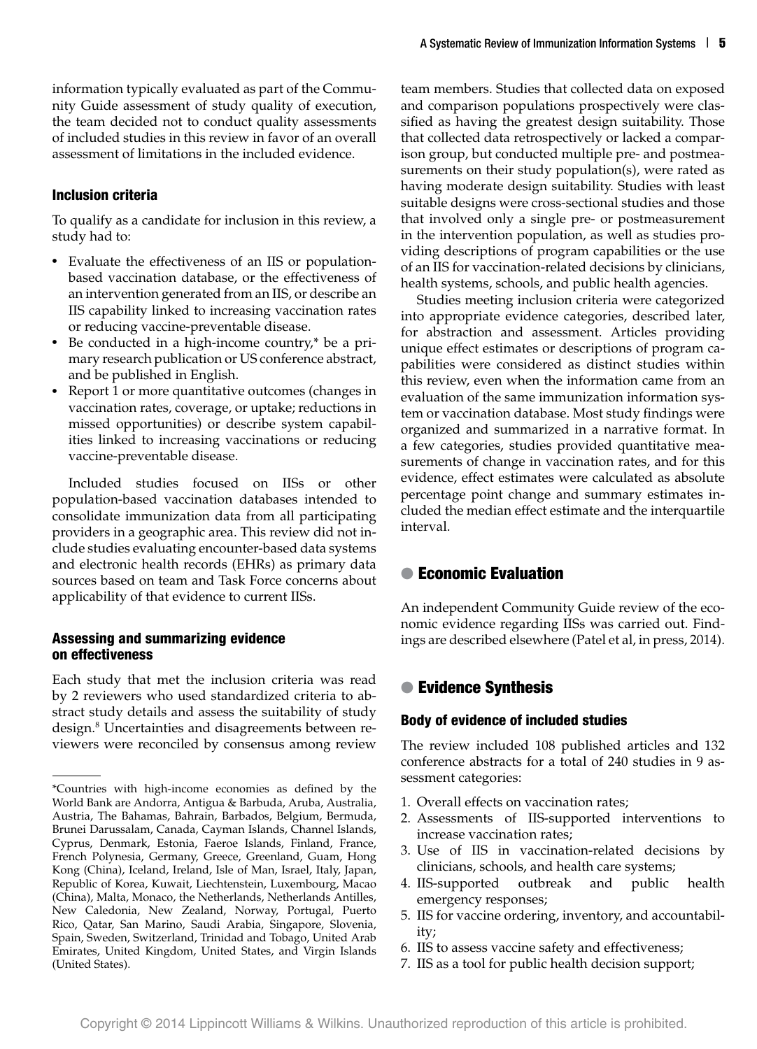information typically evaluated as part of the Community Guide assessment of study quality of execution, the team decided not to conduct quality assessments of included studies in this review in favor of an overall assessment of limitations in the included evidence.

### Inclusion criteria

To qualify as a candidate for inclusion in this review, a study had to:

- Evaluate the effectiveness of an IIS or population-based vaccination database, or the effectiveness of an intervention generated from an IIS, or describe an IIS capability linked to increasing vaccination rates or reducing vaccine-preventable disease.
- Be conducted in a high-income country,* be a primary research publication or US conference abstract, and be published in English.
- Report 1 or more quantitative outcomes (changes in vaccination rates, coverage, or uptake; reductions in missed opportunities) or describe system capabilities linked to increasing vaccinations or reducing vaccine-preventable disease.

Included studies focused on IISs or other population-based vaccination databases intended to consolidate immunization data from all participating providers in a geographic area. This review did not include studies evaluating encounter-based data systems and electronic health records (EHRs) as primary data sources based on team and Task Force concerns about applicability of that evidence to current IISs.

### Assessing and summarizing evidence on effectiveness

Each study that met the inclusion criteria was read by 2 reviewers who used standardized criteria to abstract study details and assess the suitability of study design.[8] Uncertainties and disagreements between reviewers were reconciled by consensus among review team members. Studies that collected data on exposed and comparison populations prospectively were classified as having the greatest design suitability. Those that collected data retrospectively or lacked a comparison group, but conducted multiple pre- and postmeasurements on their study population(s), were rated as having moderate design suitability. Studies with least suitable designs were cross-sectional studies and those that involved only a single pre- or postmeasurement in the intervention population, as well as studies providing descriptions of program capabilities or the use of an IIS for vaccination-related decisions by clinicians, health systems, schools, and public health agencies.

Studies meeting inclusion criteria were categorized into appropriate evidence categories, described later, for abstraction and assessment. Articles providing unique effect estimates or descriptions of program capabilities were considered as distinct studies within this review, even when the information came from an evaluation of the same immunization information system or vaccination database. Most study findings were organized and summarized in a narrative format. In a few categories, studies provided quantitative measurements of change in vaccination rates, and for this evidence, effect estimates were calculated as absolute percentage point change and summary estimates included the median effect estimate and the interquartile interval.

## Economic Evaluation

An independent Community Guide review of the economic evidence regarding IISs was carried out. Findings are described elsewhere (Patel et al, in press, 2014).

## Evidence Synthesis

### Body of evidence of included studies

The review included 108 published articles and 132 conference abstracts for a total of 240 studies in 9 assessment categories:

1. Overall effects on vaccination rates;
2. Assessments of IIS-supported interventions to increase vaccination rates;
3. Use of IIS in vaccination-related decisions by clinicians, schools, and health care systems;
4. IIS-supported outbreak and public health emergency responses;
5. IIS for vaccine ordering, inventory, and accountability;
6. IIS to assess vaccine safety and effectiveness;
7. IIS as a tool for public health decision support;

*Countries with high-income economies as defined by the World Bank are Andorra, Antigua & Barbuda, Aruba, Australia, Austria, The Bahamas, Bahrain, Barbados, Belgium, Bermuda, Brunei Darussalam, Canada, Cayman Islands, Channel Islands, Cyprus, Denmark, Estonia, Faeroe Islands, Finland, France, French Polynesia, Germany, Greece, Greenland, Guam, Hong Kong (China), Iceland, Ireland, Isle of Man, Israel, Italy, Japan, Republic of Korea, Kuwait, Liechtenstein, Luxembourg, Macao (China), Malta, Monaco, the Netherlands, Netherlands Antilles, New Caledonia, New Zealand, Norway, Portugal, Puerto Rico, Qatar, San Marino, Saudi Arabia, Singapore, Slovenia, Spain, Sweden, Switzerland, Trinidad and Tobago, United Arab Emirates, United Kingdom, United States, and Virgin Islands (United States).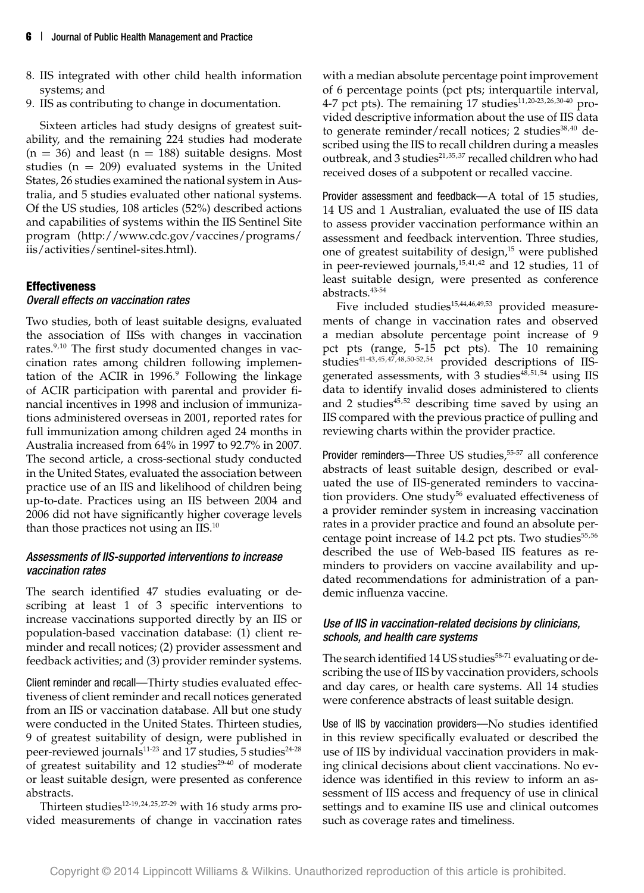8. IIS integrated with other child health information systems; and
9. IIS as contributing to change in documentation.

Sixteen articles had study designs of greatest suitability, and the remaining 224 studies had moderate (n = 36) and least (n = 188) suitable designs. Most studies (n = 209) evaluated systems in the United States, 26 studies examined the national system in Australia, and 5 studies evaluated other national systems. Of the US studies, 108 articles (52%) described actions and capabilities of systems within the IIS Sentinel Site program (http://www.cdc.gov/vaccines/programs/iis/activities/sentinel-sites.html).

## Effectiveness

### *Overall effects on vaccination rates*

Two studies, both of least suitable designs, evaluated the association of IISs with changes in vaccination rates.[9,10] The first study documented changes in vaccination rates among children following implementation of the ACIR in 1996.[9] Following the linkage of ACIR participation with parental and provider financial incentives in 1998 and inclusion of immunizations administered overseas in 2001, reported rates for full immunization among children aged 24 months in Australia increased from 64% in 1997 to 92.7% in 2007. The second article, a cross-sectional study conducted in the United States, evaluated the association between practice use of an IIS and likelihood of children being up-to-date. Practices using an IIS between 2004 and 2006 did not have significantly higher coverage levels than those practices not using an IIS.[10]

### *Assessments of IIS-supported interventions to increase vaccination rates*

The search identified 47 studies evaluating or describing at least 1 of 3 specific interventions to increase vaccinations supported directly by an IIS or population-based vaccination database: (1) client reminder and recall notices; (2) provider assessment and feedback activities; and (3) provider reminder systems.

Client reminder and recall—Thirty studies evaluated effectiveness of client reminder and recall notices generated from an IIS or vaccination database. All but one study were conducted in the United States. Thirteen studies, 9 of greatest suitability of design, were published in peer-reviewed journals[11-23] and 17 studies, 5 studies[24-28] of greatest suitability and 12 studies[29-40] of moderate or least suitable design, were presented as conference abstracts.

Thirteen studies[12-19,24,25,27-29] with 16 study arms provided measurements of change in vaccination rates with a median absolute percentage point improvement of 6 percentage points (pct pts; interquartile interval, 4-7 pct pts). The remaining 17 studies[11,20-23,26,30-40] provided descriptive information about the use of IIS data to generate reminder/recall notices; 2 studies[38,40] described using the IIS to recall children during a measles outbreak, and 3 studies[21,35,37] recalled children who had received doses of a subpotent or recalled vaccine.

Provider assessment and feedback—A total of 15 studies, 14 US and 1 Australian, evaluated the use of IIS data to assess provider vaccination performance within an assessment and feedback intervention. Three studies, one of greatest suitability of design,[15] were published in peer-reviewed journals,[15,41,42] and 12 studies, 11 of least suitable design, were presented as conference abstracts.[43-54]

Five included studies[15,44,46,49,53] provided measurements of change in vaccination rates and observed a median absolute percentage point increase of 9 pct pts (range, 5-15 pct pts). The 10 remaining studies[41-43,45,47,48,50-52,54] provided descriptions of IIS-generated assessments, with 3 studies[48,51,54] using IIS data to identify invalid doses administered to clients and 2 studies[45,52] describing time saved by using an IIS compared with the previous practice of pulling and reviewing charts within the provider practice.

Provider reminders—Three US studies,[55-57] all conference abstracts of least suitable design, described or evaluated the use of IIS-generated reminders to vaccination providers. One study[56] evaluated effectiveness of a provider reminder system in increasing vaccination rates in a provider practice and found an absolute percentage point increase of 14.2 pct pts. Two studies[55,56] described the use of Web-based IIS features as reminders to providers on vaccine availability and updated recommendations for administration of a pandemic influenza vaccine.

### *Use of IIS in vaccination-related decisions by clinicians, schools, and health care systems*

The search identified 14 US studies[58-71] evaluating or describing the use of IIS by vaccination providers, schools and day cares, or health care systems. All 14 studies were conference abstracts of least suitable design.

Use of IIS by vaccination providers—No studies identified in this review specifically evaluated or described the use of IIS by individual vaccination providers in making clinical decisions about client vaccinations. No evidence was identified in this review to inform an assessment of IIS access and frequency of use in clinical settings and to examine IIS use and clinical outcomes such as coverage rates and timeliness.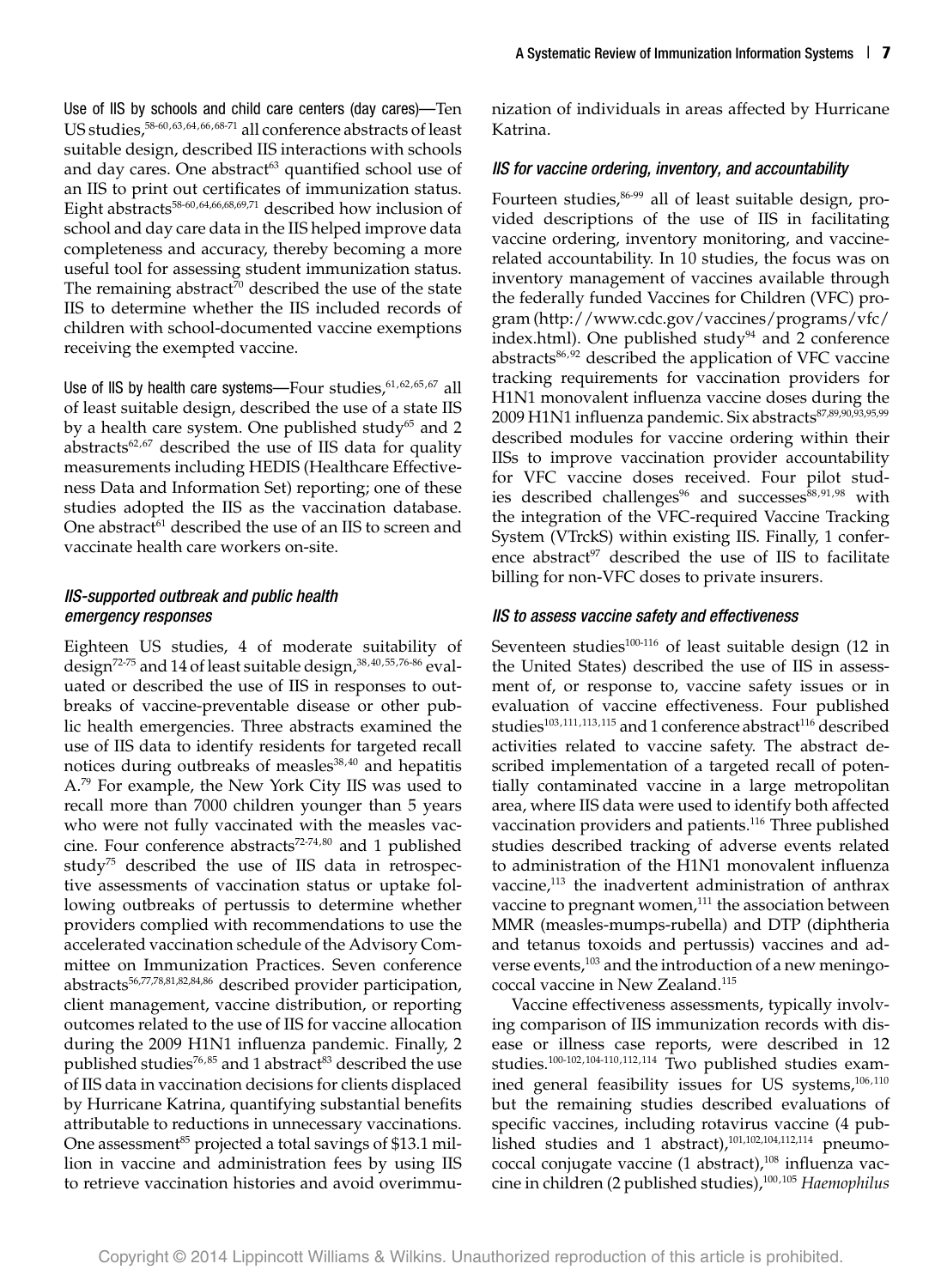Use of IIS by schools and child care centers (day cares)—Ten US studies,[58-60,63,64,66,68-71] all conference abstracts of least suitable design, described IIS interactions with schools and day cares. One abstract[63] quantified school use of an IIS to print out certificates of immunization status. Eight abstracts[58-60,64,66,68,69,71] described how inclusion of school and day care data in the IIS helped improve data completeness and accuracy, thereby becoming a more useful tool for assessing student immunization status. The remaining abstract[70] described the use of the state IIS to determine whether the IIS included records of children with school-documented vaccine exemptions receiving the exempted vaccine.

Use of IIS by health care systems—Four studies,[61,62,65,67] all of least suitable design, described the use of a state IIS by a health care system. One published study[65] and 2 abstracts[62,67] described the use of IIS data for quality measurements including HEDIS (Healthcare Effectiveness Data and Information Set) reporting; one of these studies adopted the IIS as the vaccination database. One abstract[61] described the use of an IIS to screen and vaccinate health care workers on-site.

### *IIS-supported outbreak and public health emergency responses*

Eighteen US studies, 4 of moderate suitability of design[72-75] and 14 of least suitable design,[38,40,55,76-86] evaluated or described the use of IIS in responses to outbreaks of vaccine-preventable disease or other public health emergencies. Three abstracts examined the use of IIS data to identify residents for targeted recall notices during outbreaks of measles[38,40] and hepatitis A.[79] For example, the New York City IIS was used to recall more than 7000 children younger than 5 years who were not fully vaccinated with the measles vaccine. Four conference abstracts[72-74,80] and 1 published study[75] described the use of IIS data in retrospective assessments of vaccination status or uptake following outbreaks of pertussis to determine whether providers complied with recommendations to use the accelerated vaccination schedule of the Advisory Committee on Immunization Practices. Seven conference abstracts[56,77,78,81,82,84,86] described provider participation, client management, vaccine distribution, or reporting outcomes related to the use of IIS for vaccine allocation during the 2009 H1N1 influenza pandemic. Finally, 2 published studies[76,85] and 1 abstract[83] described the use of IIS data in vaccination decisions for clients displaced by Hurricane Katrina, quantifying substantial benefits attributable to reductions in unnecessary vaccinations. One assessment[85] projected a total savings of $13.1 million in vaccine and administration fees by using IIS to retrieve vaccination histories and avoid overimmunization of individuals in areas affected by Hurricane Katrina.

### *IIS for vaccine ordering, inventory, and accountability*

Fourteen studies,[86-99] all of least suitable design, provided descriptions of the use of IIS in facilitating vaccine ordering, inventory monitoring, and vaccine-related accountability. In 10 studies, the focus was on inventory management of vaccines available through the federally funded Vaccines for Children (VFC) program (http://www.cdc.gov/vaccines/programs/vfc/index.html). One published study[94] and 2 conference abstracts[86,92] described the application of VFC vaccine tracking requirements for vaccination providers for H1N1 monovalent influenza vaccine doses during the 2009 H1N1 influenza pandemic. Six abstracts[87,89,90,93,95,99] described modules for vaccine ordering within their IISs to improve vaccination provider accountability for VFC vaccine doses received. Four pilot studies described challenges[96] and successes[88,91,98] with the integration of the VFC-required Vaccine Tracking System (VTrckS) within existing IIS. Finally, 1 conference abstract[97] described the use of IIS to facilitate billing for non-VFC doses to private insurers.

### *IIS to assess vaccine safety and effectiveness*

Seventeen studies[100-116] of least suitable design (12 in the United States) described the use of IIS in assessment of, or response to, vaccine safety issues or in evaluation of vaccine effectiveness. Four published studies[103,111,113,115] and 1 conference abstract[116] described activities related to vaccine safety. The abstract described implementation of a targeted recall of potentially contaminated vaccine in a large metropolitan area, where IIS data were used to identify both affected vaccination providers and patients.[116] Three published studies described tracking of adverse events related to administration of the H1N1 monovalent influenza vaccine,[113] the inadvertent administration of anthrax vaccine to pregnant women,[111] the association between MMR (measles-mumps-rubella) and DTP (diphtheria and tetanus toxoids and pertussis) vaccines and adverse events,[103] and the introduction of a new meningococcal vaccine in New Zealand.[115]

Vaccine effectiveness assessments, typically involving comparison of IIS immunization records with disease or illness case reports, were described in 12 studies.[100-102,104-110,112,114] Two published studies examined general feasibility issues for US systems,[106,110] but the remaining studies described evaluations of specific vaccines, including rotavirus vaccine (4 published studies and 1 abstract),[101,102,104,112,114] pneumococcal conjugate vaccine (1 abstract),[108] influenza vaccine in children (2 published studies),[100,105] *Haemophilus*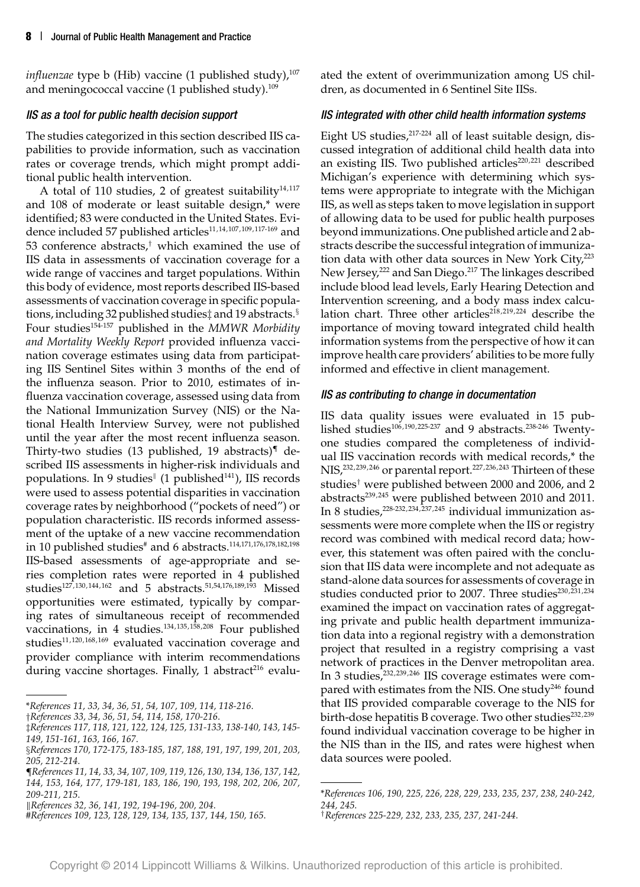*influenzae* type b (Hib) vaccine (1 published study),[107] and meningococcal vaccine (1 published study).[109]

### *IIS as a tool for public health decision support*

The studies categorized in this section described IIS capabilities to provide information, such as vaccination rates or coverage trends, which might prompt additional public health intervention.

A total of 110 studies, 2 of greatest suitability[14,117] and 108 of moderate or least suitable design,* were identified; 83 were conducted in the United States. Evidence included 57 published articles[11,14,107,109,117-169] and 53 conference abstracts,† which examined the use of IIS data in assessments of vaccination coverage for a wide range of vaccines and target populations. Within this body of evidence, most reports described IIS-based assessments of vaccination coverage in specific populations, including 32 published studies‡ and 19 abstracts.§ Four studies[154-157] published in the *MMWR Morbidity and Mortality Weekly Report* provided influenza vaccination coverage estimates using data from participating IIS Sentinel Sites within 3 months of the end of the influenza season. Prior to 2010, estimates of influenza vaccination coverage, assessed using data from the National Immunization Survey (NIS) or the National Health Interview Survey, were not published until the year after the most recent influenza season. Thirty-two studies (13 published, 19 abstracts)¶ described IIS assessments in higher-risk individuals and populations. In 9 studies‖ (1 published[141]), IIS records were used to assess potential disparities in vaccination coverage rates by neighborhood ("pockets of need") or population characteristic. IIS records informed assessment of the uptake of a new vaccine recommendation in 10 published studies# and 6 abstracts.[114,171,176,178,182,198] IIS-based assessments of age-appropriate and series completion rates were reported in 4 published studies[127,130,144,162] and 5 abstracts.[51,54,176,189,193] Missed opportunities were estimated, typically by comparing rates of simultaneous receipt of recommended vaccinations, in 4 studies.[134,135,158,208] Four published studies[11,120,168,169] evaluated vaccination coverage and provider compliance with interim recommendations during vaccine shortages. Finally, 1 abstract[216] evaluated the extent of overimmunization among US children, as documented in 6 Sentinel Site IISs.

### *IIS integrated with other child health information systems*

Eight US studies,[217-224] all of least suitable design, discussed integration of additional child health data into an existing IIS. Two published articles[220,221] described Michigan's experience with determining which systems were appropriate to integrate with the Michigan IIS, as well as steps taken to move legislation in support of allowing data to be used for public health purposes beyond immunizations. One published article and 2 abstracts describe the successful integration of immunization data with other data sources in New York City,[223] New Jersey,[222] and San Diego.[217] The linkages described include blood lead levels, Early Hearing Detection and Intervention screening, and a body mass index calculation chart. Three other articles[218,219,224] describe the importance of moving toward integrated child health information systems from the perspective of how it can improve health care providers' abilities to be more fully informed and effective in client management.

### *IIS as contributing to change in documentation*

IIS data quality issues were evaluated in 15 published studies[106,190,225-237] and 9 abstracts.[238-246] Twenty-one studies compared the completeness of individual IIS vaccination records with medical records,* the NIS,[232,239,246] or parental report.[227,236,243] Thirteen of these studies† were published between 2000 and 2006, and 2 abstracts[239,245] were published between 2010 and 2011. In 8 studies,[228-232,234,237,245] individual immunization assessments were more complete when the IIS or registry record was combined with medical record data; however, this statement was often paired with the conclusion that IIS data were incomplete and not adequate as stand-alone data sources for assessments of coverage in studies conducted prior to 2007. Three studies[230,231,234] examined the impact on vaccination rates of aggregating private and public health department immunization data into a regional registry with a demonstration project that resulted in a registry comprising a vast network of practices in the Denver metropolitan area. In 3 studies,[232,239,246] IIS coverage estimates were compared with estimates from the NIS. One study[246] found that IIS provided comparable coverage to the NIS for birth-dose hepatitis B coverage. Two other studies[232,239] found individual vaccination coverage to be higher in the NIS than in the IIS, and rates were highest when data sources were pooled.

---

*References 11, 33, 34, 36, 51, 54, 107, 109, 114, 118-216.

†References 33, 34, 36, 51, 54, 114, 158, 170-216.

‡References 117, 118, 121, 122, 124, 125, 131-133, 138-140, 143, 145-149, 151-161, 163, 166, 167.

§References 170, 172-175, 183-185, 187, 188, 191, 197, 199, 201, 203, 205, 212-214.

¶References 11, 14, 33, 34, 107, 109, 119, 126, 130, 134, 136, 137, 142, 144, 153, 164, 177, 179-181, 183, 186, 190, 193, 198, 202, 206, 207, 209-211, 215.

‖References 32, 36, 141, 192, 194-196, 200, 204.

#References 109, 123, 128, 129, 134, 135, 137, 144, 150, 165.

---

*References 106, 190, 225, 226, 228, 229, 233, 235, 237, 238, 240-242, 244, 245.

†References 225-229, 232, 233, 235, 237, 241-244.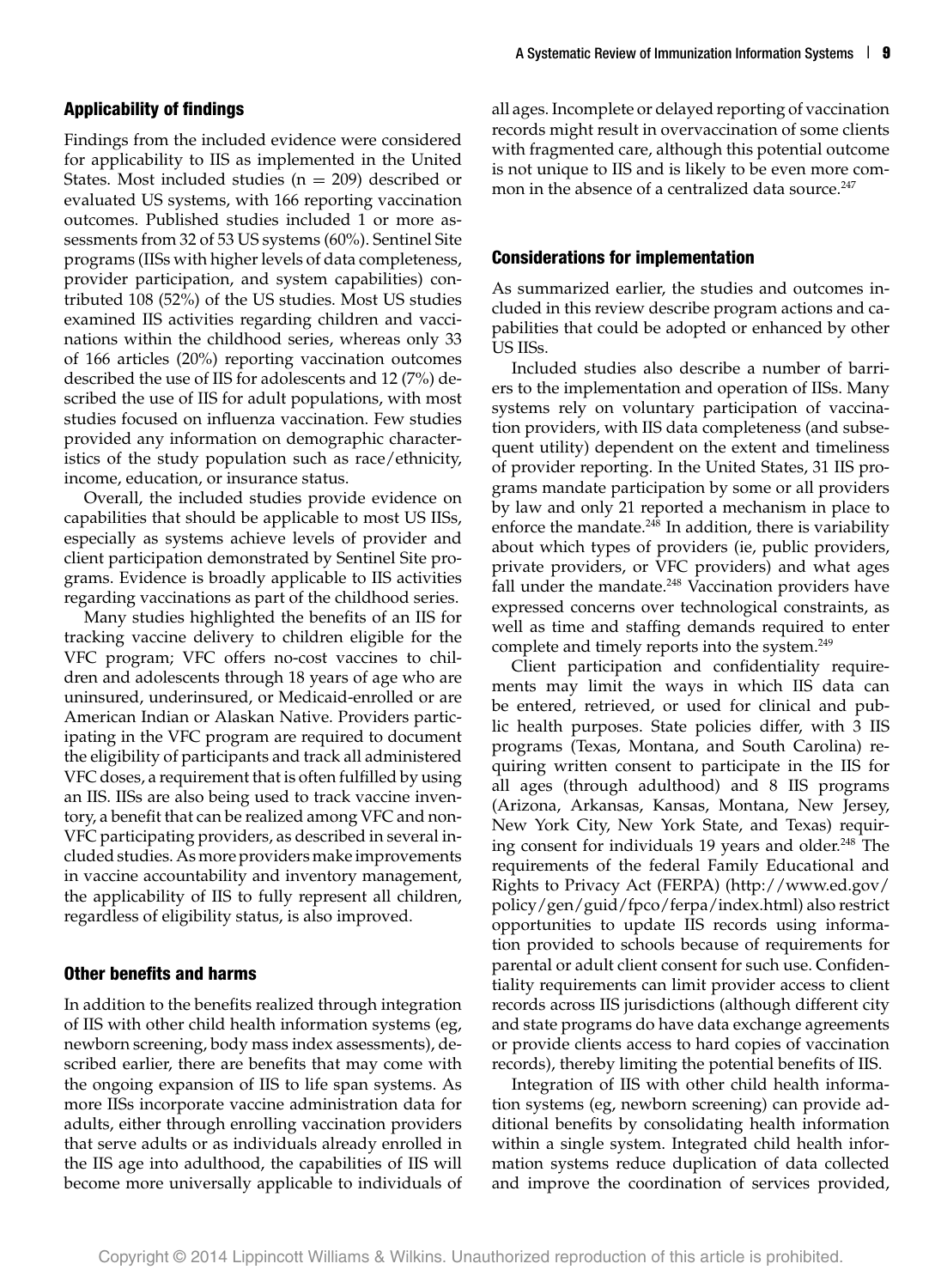### Applicability of findings

Findings from the included evidence were considered for applicability to IIS as implemented in the United States. Most included studies (n = 209) described or evaluated US systems, with 166 reporting vaccination outcomes. Published studies included 1 or more assessments from 32 of 53 US systems (60%). Sentinel Site programs (IISs with higher levels of data completeness, provider participation, and system capabilities) contributed 108 (52%) of the US studies. Most US studies examined IIS activities regarding children and vaccinations within the childhood series, whereas only 33 of 166 articles (20%) reporting vaccination outcomes described the use of IIS for adolescents and 12 (7%) described the use of IIS for adult populations, with most studies focused on influenza vaccination. Few studies provided any information on demographic characteristics of the study population such as race/ethnicity, income, education, or insurance status.

Overall, the included studies provide evidence on capabilities that should be applicable to most US IISs, especially as systems achieve levels of provider and client participation demonstrated by Sentinel Site programs. Evidence is broadly applicable to IIS activities regarding vaccinations as part of the childhood series.

Many studies highlighted the benefits of an IIS for tracking vaccine delivery to children eligible for the VFC program; VFC offers no-cost vaccines to children and adolescents through 18 years of age who are uninsured, underinsured, or Medicaid-enrolled or are American Indian or Alaskan Native. Providers participating in the VFC program are required to document the eligibility of participants and track all administered VFC doses, a requirement that is often fulfilled by using an IIS. IISs are also being used to track vaccine inventory, a benefit that can be realized among VFC and non-VFC participating providers, as described in several included studies. As more providers make improvements in vaccine accountability and inventory management, the applicability of IIS to fully represent all children, regardless of eligibility status, is also improved.

### Other benefits and harms

In addition to the benefits realized through integration of IIS with other child health information systems (eg, newborn screening, body mass index assessments), described earlier, there are benefits that may come with the ongoing expansion of IIS to life span systems. As more IISs incorporate vaccine administration data for adults, either through enrolling vaccination providers that serve adults or as individuals already enrolled in the IIS age into adulthood, the capabilities of IIS will become more universally applicable to individuals of all ages. Incomplete or delayed reporting of vaccination records might result in overvaccination of some clients with fragmented care, although this potential outcome is not unique to IIS and is likely to be even more common in the absence of a centralized data source.[247]

### Considerations for implementation

As summarized earlier, the studies and outcomes included in this review describe program actions and capabilities that could be adopted or enhanced by other US IISs.

Included studies also describe a number of barriers to the implementation and operation of IISs. Many systems rely on voluntary participation of vaccination providers, with IIS data completeness (and subsequent utility) dependent on the extent and timeliness of provider reporting. In the United States, 31 IIS programs mandate participation by some or all providers by law and only 21 reported a mechanism in place to enforce the mandate.[248] In addition, there is variability about which types of providers (ie, public providers, private providers, or VFC providers) and what ages fall under the mandate.[248] Vaccination providers have expressed concerns over technological constraints, as well as time and staffing demands required to enter complete and timely reports into the system.[249]

Client participation and confidentiality requirements may limit the ways in which IIS data can be entered, retrieved, or used for clinical and public health purposes. State policies differ, with 3 IIS programs (Texas, Montana, and South Carolina) requiring written consent to participate in the IIS for all ages (through adulthood) and 8 IIS programs (Arizona, Arkansas, Kansas, Montana, New Jersey, New York City, New York State, and Texas) requiring consent for individuals 19 years and older.[248] The requirements of the federal Family Educational and Rights to Privacy Act (FERPA) (http://www.ed.gov/policy/gen/guid/fpco/ferpa/index.html) also restrict opportunities to update IIS records using information provided to schools because of requirements for parental or adult client consent for such use. Confidentiality requirements can limit provider access to client records across IIS jurisdictions (although different city and state programs do have data exchange agreements or provide clients access to hard copies of vaccination records), thereby limiting the potential benefits of IIS.

Integration of IIS with other child health information systems (eg, newborn screening) can provide additional benefits by consolidating health information within a single system. Integrated child health information systems reduce duplication of data collected and improve the coordination of services provided,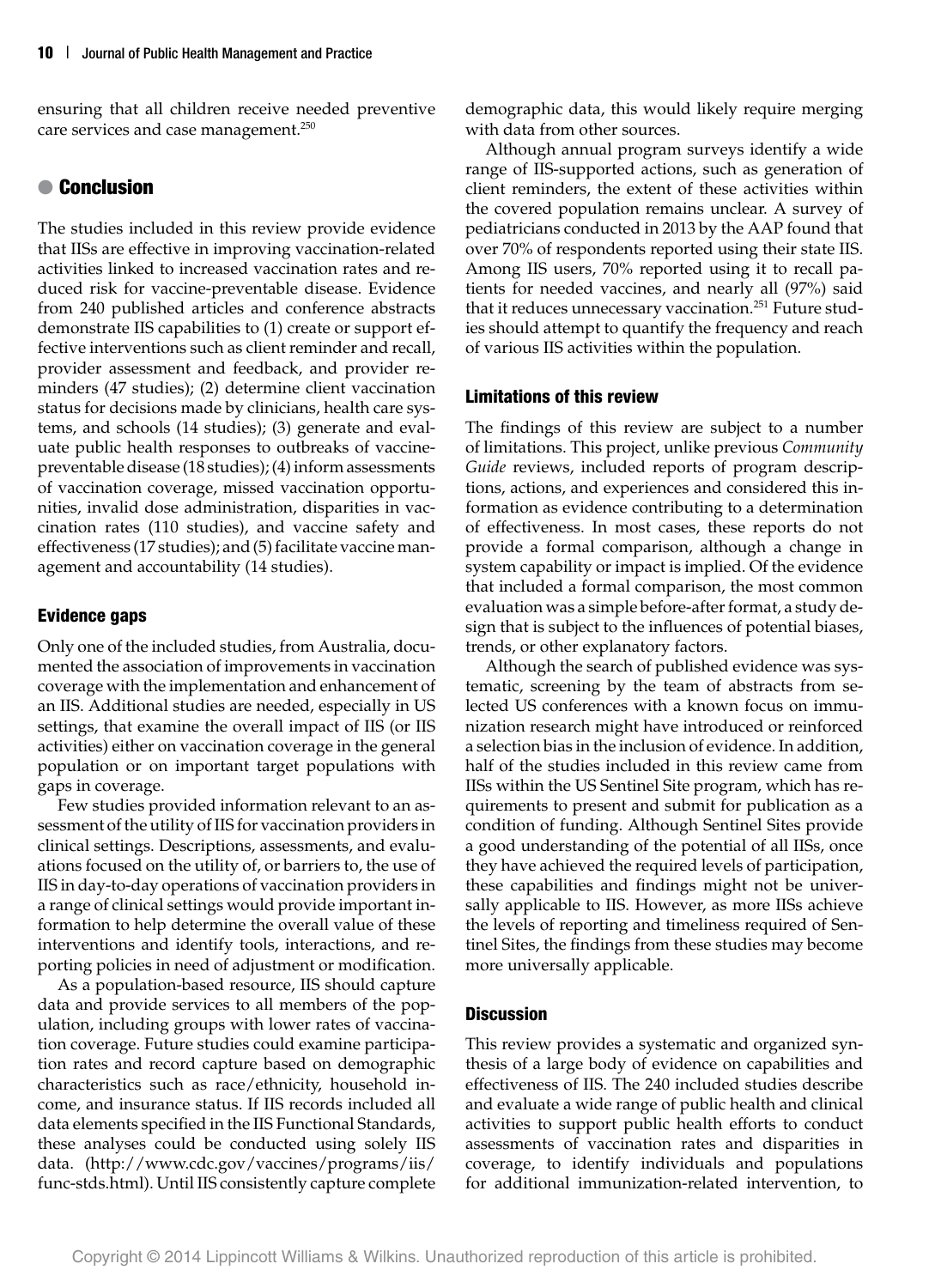ensuring that all children receive needed preventive care services and case management.[250]

## Conclusion

The studies included in this review provide evidence that IISs are effective in improving vaccination-related activities linked to increased vaccination rates and reduced risk for vaccine-preventable disease. Evidence from 240 published articles and conference abstracts demonstrate IIS capabilities to (1) create or support effective interventions such as client reminder and recall, provider assessment and feedback, and provider reminders (47 studies); (2) determine client vaccination status for decisions made by clinicians, health care systems, and schools (14 studies); (3) generate and evaluate public health responses to outbreaks of vaccine-preventable disease (18 studies); (4) inform assessments of vaccination coverage, missed vaccination opportunities, invalid dose administration, disparities in vaccination rates (110 studies), and vaccine safety and effectiveness (17 studies); and (5) facilitate vaccine management and accountability (14 studies).

### Evidence gaps

Only one of the included studies, from Australia, documented the association of improvements in vaccination coverage with the implementation and enhancement of an IIS. Additional studies are needed, especially in US settings, that examine the overall impact of IIS (or IIS activities) either on vaccination coverage in the general population or on important target populations with gaps in coverage.

Few studies provided information relevant to an assessment of the utility of IIS for vaccination providers in clinical settings. Descriptions, assessments, and evaluations focused on the utility of, or barriers to, the use of IIS in day-to-day operations of vaccination providers in a range of clinical settings would provide important information to help determine the overall value of these interventions and identify tools, interactions, and reporting policies in need of adjustment or modification.

As a population-based resource, IIS should capture data and provide services to all members of the population, including groups with lower rates of vaccination coverage. Future studies could examine participation rates and record capture based on demographic characteristics such as race/ethnicity, household income, and insurance status. If IIS records included all data elements specified in the IIS Functional Standards, these analyses could be conducted using solely IIS data. (http://www.cdc.gov/vaccines/programs/iis/func-stds.html). Until IIS consistently capture complete demographic data, this would likely require merging with data from other sources.

Although annual program surveys identify a wide range of IIS-supported actions, such as generation of client reminders, the extent of these activities within the covered population remains unclear. A survey of pediatricians conducted in 2013 by the AAP found that over 70% of respondents reported using their state IIS. Among IIS users, 70% reported using it to recall patients for needed vaccines, and nearly all (97%) said that it reduces unnecessary vaccination.[251] Future studies should attempt to quantify the frequency and reach of various IIS activities within the population.

### Limitations of this review

The findings of this review are subject to a number of limitations. This project, unlike previous *Community Guide* reviews, included reports of program descriptions, actions, and experiences and considered this information as evidence contributing to a determination of effectiveness. In most cases, these reports do not provide a formal comparison, although a change in system capability or impact is implied. Of the evidence that included a formal comparison, the most common evaluation was a simple before-after format, a study design that is subject to the influences of potential biases, trends, or other explanatory factors.

Although the search of published evidence was systematic, screening by the team of abstracts from selected US conferences with a known focus on immunization research might have introduced or reinforced a selection bias in the inclusion of evidence. In addition, half of the studies included in this review came from IISs within the US Sentinel Site program, which has requirements to present and submit for publication as a condition of funding. Although Sentinel Sites provide a good understanding of the potential of all IISs, once they have achieved the required levels of participation, these capabilities and findings might not be universally applicable to IIS. However, as more IISs achieve the levels of reporting and timeliness required of Sentinel Sites, the findings from these studies may become more universally applicable.

### Discussion

This review provides a systematic and organized synthesis of a large body of evidence on capabilities and effectiveness of IIS. The 240 included studies describe and evaluate a wide range of public health and clinical activities to support public health efforts to conduct assessments of vaccination rates and disparities in coverage, to identify individuals and populations for additional immunization-related intervention, to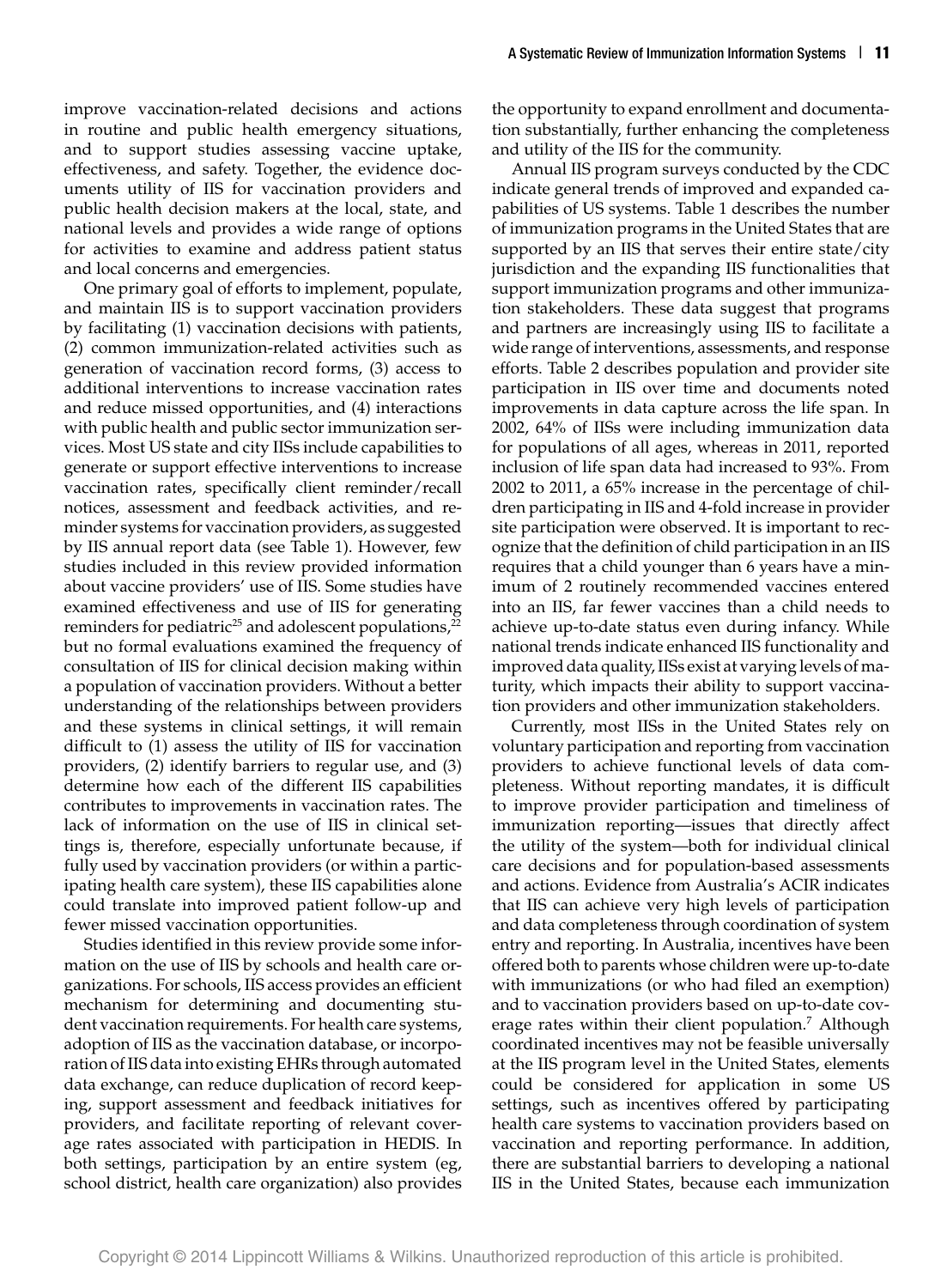improve vaccination-related decisions and actions in routine and public health emergency situations, and to support studies assessing vaccine uptake, effectiveness, and safety. Together, the evidence documents utility of IIS for vaccination providers and public health decision makers at the local, state, and national levels and provides a wide range of options for activities to examine and address patient status and local concerns and emergencies.

One primary goal of efforts to implement, populate, and maintain IIS is to support vaccination providers by facilitating (1) vaccination decisions with patients, (2) common immunization-related activities such as generation of vaccination record forms, (3) access to additional interventions to increase vaccination rates and reduce missed opportunities, and (4) interactions with public health and public sector immunization services. Most US state and city IISs include capabilities to generate or support effective interventions to increase vaccination rates, specifically client reminder/recall notices, assessment and feedback activities, and reminder systems for vaccination providers, as suggested by IIS annual report data (see Table 1). However, few studies included in this review provided information about vaccine providers' use of IIS. Some studies have examined effectiveness and use of IIS for generating reminders for pediatric[25] and adolescent populations,[22] but no formal evaluations examined the frequency of consultation of IIS for clinical decision making within a population of vaccination providers. Without a better understanding of the relationships between providers and these systems in clinical settings, it will remain difficult to (1) assess the utility of IIS for vaccination providers, (2) identify barriers to regular use, and (3) determine how each of the different IIS capabilities contributes to improvements in vaccination rates. The lack of information on the use of IIS in clinical settings is, therefore, especially unfortunate because, if fully used by vaccination providers (or within a participating health care system), these IIS capabilities alone could translate into improved patient follow-up and fewer missed vaccination opportunities.

Studies identified in this review provide some information on the use of IIS by schools and health care organizations. For schools, IIS access provides an efficient mechanism for determining and documenting student vaccination requirements. For health care systems, adoption of IIS as the vaccination database, or incorporation of IIS data into existing EHRs through automated data exchange, can reduce duplication of record keeping, support assessment and feedback initiatives for providers, and facilitate reporting of relevant coverage rates associated with participation in HEDIS. In both settings, participation by an entire system (eg, school district, health care organization) also provides the opportunity to expand enrollment and documentation substantially, further enhancing the completeness and utility of the IIS for the community.

Annual IIS program surveys conducted by the CDC indicate general trends of improved and expanded capabilities of US systems. Table 1 describes the number of immunization programs in the United States that are supported by an IIS that serves their entire state/city jurisdiction and the expanding IIS functionalities that support immunization programs and other immunization stakeholders. These data suggest that programs and partners are increasingly using IIS to facilitate a wide range of interventions, assessments, and response efforts. Table 2 describes population and provider site participation in IIS over time and documents noted improvements in data capture across the life span. In 2002, 64% of IISs were including immunization data for populations of all ages, whereas in 2011, reported inclusion of life span data had increased to 93%. From 2002 to 2011, a 65% increase in the percentage of children participating in IIS and 4-fold increase in provider site participation were observed. It is important to recognize that the definition of child participation in an IIS requires that a child younger than 6 years have a minimum of 2 routinely recommended vaccines entered into an IIS, far fewer vaccines than a child needs to achieve up-to-date status even during infancy. While national trends indicate enhanced IIS functionality and improved data quality, IISs exist at varying levels of maturity, which impacts their ability to support vaccination providers and other immunization stakeholders.

Currently, most IISs in the United States rely on voluntary participation and reporting from vaccination providers to achieve functional levels of data completeness. Without reporting mandates, it is difficult to improve provider participation and timeliness of immunization reporting—issues that directly affect the utility of the system—both for individual clinical care decisions and for population-based assessments and actions. Evidence from Australia's ACIR indicates that IIS can achieve very high levels of participation and data completeness through coordination of system entry and reporting. In Australia, incentives have been offered both to parents whose children were up-to-date with immunizations (or who had filed an exemption) and to vaccination providers based on up-to-date coverage rates within their client population.[7] Although coordinated incentives may not be feasible universally at the IIS program level in the United States, elements could be considered for application in some US settings, such as incentives offered by participating health care systems to vaccination providers based on vaccination and reporting performance. In addition, there are substantial barriers to developing a national IIS in the United States, because each immunization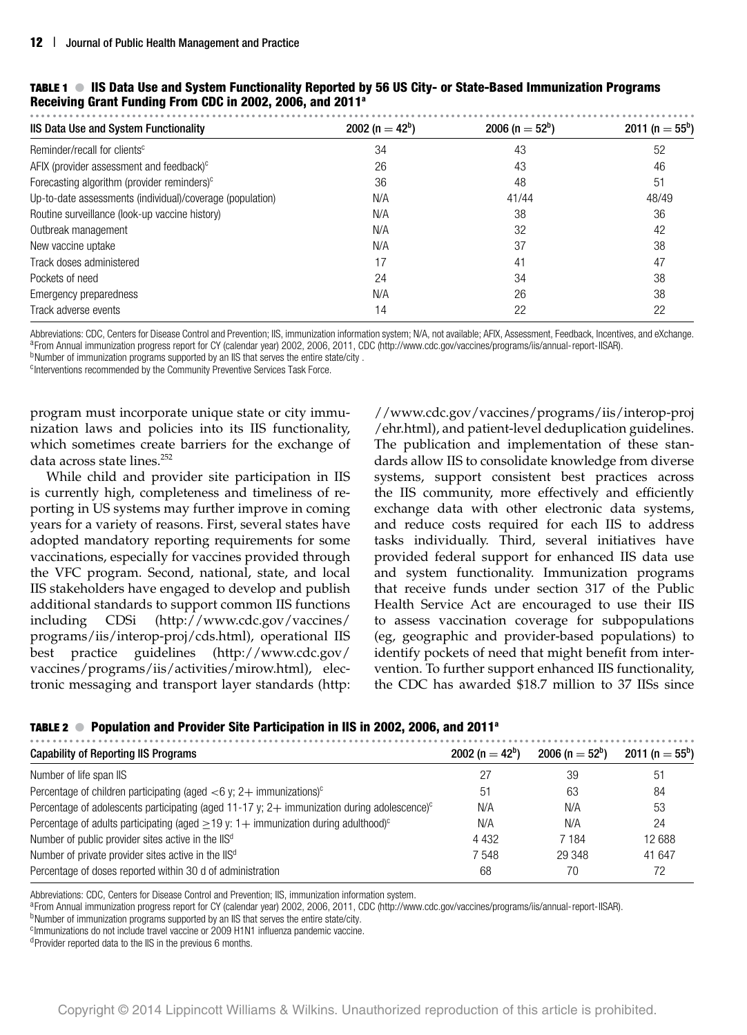**TABLE 1 ● IIS Data Use and System Functionality Reported by 56 US City- or State-Based Immunization Programs Receiving Grant Funding From CDC in 2002, 2006, and 2011[a]**

| IIS Data Use and System Functionality | 2002 (n = 42[b]) | 2006 (n = 52[b]) | 2011 (n = 55[b]) |
|---|---|---|---|
| Reminder/recall for clients[c] | 34 | 43 | 52 |
| AFIX (provider assessment and feedback)[c] | 26 | 43 | 46 |
| Forecasting algorithm (provider reminders)[c] | 36 | 48 | 51 |
| Up-to-date assessments (individual)/coverage (population) | N/A | 41/44 | 48/49 |
| Routine surveillance (look-up vaccine history) | N/A | 38 | 36 |
| Outbreak management | N/A | 32 | 42 |
| New vaccine uptake | N/A | 37 | 38 |
| Track doses administered | 17 | 41 | 47 |
| Pockets of need | 24 | 34 | 38 |
| Emergency preparedness | N/A | 26 | 38 |
| Track adverse events | 14 | 22 | 22 |

Abbreviations: CDC, Centers for Disease Control and Prevention; IIS, immunization information system; N/A, not available; AFIX, Assessment, Feedback, Incentives, and eXchange.
[a]From Annual immunization progress report for CY (calendar year) 2002, 2006, 2011, CDC (http://www.cdc.gov/vaccines/programs/iis/annual-report-IISAR).
[b]Number of immunization programs supported by an IIS that serves the entire state/city .
[c]Interventions recommended by the Community Preventive Services Task Force.

program must incorporate unique state or city immunization laws and policies into its IIS functionality, which sometimes create barriers for the exchange of data across state lines.[252]

While child and provider site participation in IIS is currently high, completeness and timeliness of reporting in US systems may further improve in coming years for a variety of reasons. First, several states have adopted mandatory reporting requirements for some vaccinations, especially for vaccines provided through the VFC program. Second, national, state, and local IIS stakeholders have engaged to develop and publish additional standards to support common IIS functions including CDSi (http://www.cdc.gov/vaccines/programs/iis/interop-proj/cds.html), operational IIS best practice guidelines (http://www.cdc.gov/vaccines/programs/iis/activities/mirow.html), electronic messaging and transport layer standards (http://www.cdc.gov/vaccines/programs/iis/interop-proj/ehr.html), and patient-level deduplication guidelines. The publication and implementation of these standards allow IIS to consolidate knowledge from diverse systems, support consistent best practices across the IIS community, more effectively and efficiently exchange data with other electronic data systems, and reduce costs required for each IIS to address tasks individually. Third, several initiatives have provided federal support for enhanced IIS data use and system functionality. Immunization programs that receive funds under section 317 of the Public Health Service Act are encouraged to use their IIS to assess vaccination coverage for subpopulations (eg, geographic and provider-based populations) to identify pockets of need that might benefit from intervention. To further support enhanced IIS functionality, the CDC has awarded $18.7 million to 37 IISs since

**TABLE 2 ● Population and Provider Site Participation in IIS in 2002, 2006, and 2011[a]**

| Capability of Reporting IIS Programs | 2002 (n = 42[b]) | 2006 (n = 52[b]) | 2011 (n = 55[b]) |
|---|---|---|---|
| Number of life span IIS | 27 | 39 | 51 |
| Percentage of children participating (aged <6 y; 2+ immunizations)[c] | 51 | 63 | 84 |
| Percentage of adolescents participating (aged 11-17 y; 2+ immunization during adolescence)[c] | N/A | N/A | 53 |
| Percentage of adults participating (aged ≥19 y: 1+ immunization during adulthood)[c] | N/A | N/A | 24 |
| Number of public provider sites active in the IIS[d] | 4 432 | 7 184 | 12 688 |
| Number of private provider sites active in the IIS[d] | 7 548 | 29 348 | 41 647 |
| Percentage of doses reported within 30 d of administration | 68 | 70 | 72 |

Abbreviations: CDC, Centers for Disease Control and Prevention; IIS, immunization information system.
[a]From Annual immunization progress report for CY (calendar year) 2002, 2006, 2011, CDC (http://www.cdc.gov/vaccines/programs/iis/annual-report-IISAR).
[b]Number of immunization programs supported by an IIS that serves the entire state/city.
[c]Immunizations do not include travel vaccine or 2009 H1N1 influenza pandemic vaccine.
[d]Provider reported data to the IIS in the previous 6 months.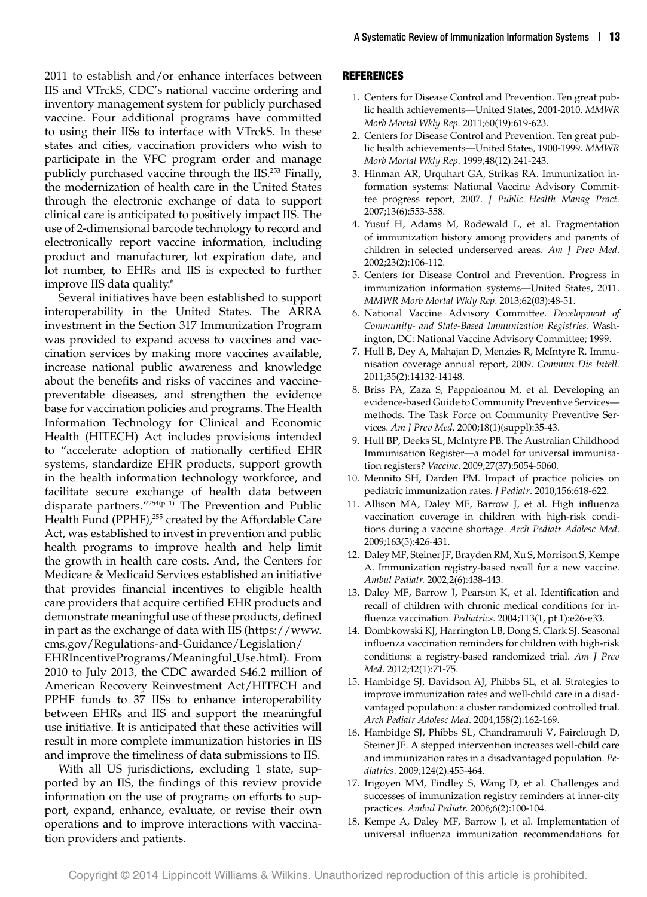2011 to establish and/or enhance interfaces between IIS and VTrckS, CDC's national vaccine ordering and inventory management system for publicly purchased vaccine. Four additional programs have committed to using their IISs to interface with VTrckS. In these states and cities, vaccination providers who wish to participate in the VFC program order and manage publicly purchased vaccine through the IIS.[253] Finally, the modernization of health care in the United States through the electronic exchange of data to support clinical care is anticipated to positively impact IIS. The use of 2-dimensional barcode technology to record and electronically report vaccine information, including product and manufacturer, lot expiration date, and lot number, to EHRs and IIS is expected to further improve IIS data quality.[6]

Several initiatives have been established to support interoperability in the United States. The ARRA investment in the Section 317 Immunization Program was provided to expand access to vaccines and vaccination services by making more vaccines available, increase national public awareness and knowledge about the benefits and risks of vaccines and vaccine-preventable diseases, and strengthen the evidence base for vaccination policies and programs. The Health Information Technology for Clinical and Economic Health (HITECH) Act includes provisions intended to "accelerate adoption of nationally certified EHR systems, standardize EHR products, support growth in the health information technology workforce, and facilitate secure exchange of health data between disparate partners."[254(p11)] The Prevention and Public Health Fund (PPHF),[255] created by the Affordable Care Act, was established to invest in prevention and public health programs to improve health and help limit the growth in health care costs. And, the Centers for Medicare & Medicaid Services established an initiative that provides financial incentives to eligible health care providers that acquire certified EHR products and demonstrate meaningful use of these products, defined in part as the exchange of data with IIS (https://www.cms.gov/Regulations-and-Guidance/Legislation/EHRIncentivePrograms/Meaningful_Use.html). From 2010 to July 2013, the CDC awarded $46.2 million of American Recovery Reinvestment Act/HITECH and PPHF funds to 37 IISs to enhance interoperability between EHRs and IIS and support the meaningful use initiative. It is anticipated that these activities will result in more complete immunization histories in IIS and improve the timeliness of data submissions to IIS.

With all US jurisdictions, excluding 1 state, supported by an IIS, the findings of this review provide information on the use of programs on efforts to support, expand, enhance, evaluate, or revise their own operations and to improve interactions with vaccination providers and patients.

## REFERENCES

1. Centers for Disease Control and Prevention. Ten great public health achievements—United States, 2001-2010. *MMWR Morb Mortal Wkly Rep.* 2011;60(19):619-623.
2. Centers for Disease Control and Prevention. Ten great public health achievements—United States, 1900-1999. *MMWR Morb Mortal Wkly Rep*. 1999;48(12):241-243.
3. Hinman AR, Urquhart GA, Strikas RA. Immunization information systems: National Vaccine Advisory Committee progress report, 2007. *J Public Health Manag Pract.* 2007;13(6):553-558.
4. Yusuf H, Adams M, Rodewald L, et al. Fragmentation of immunization history among providers and parents of children in selected underserved areas. *Am J Prev Med*. 2002;23(2):106-112.
5. Centers for Disease Control and Prevention. Progress in immunization information systems—United States, 2011. *MMWR Morb Mortal Wkly Rep.* 2013;62(03):48-51.
6. National Vaccine Advisory Committee. *Development of Community- and State-Based Immunization Registries*. Washington, DC: National Vaccine Advisory Committee; 1999.
7. Hull B, Dey A, Mahajan D, Menzies R, McIntyre R. Immunisation coverage annual report, 2009. *Commun Dis Intell.* 2011;35(2):14132-14148.
8. Briss PA, Zaza S, Pappaioanou M, et al. Developing an evidence-based Guide to Community Preventive Services—methods. The Task Force on Community Preventive Services. *Am J Prev Med.* 2000;18(1)(suppl):35-43.
9. Hull BP, Deeks SL, McIntyre PB. The Australian Childhood Immunisation Register—a model for universal immunisation registers? *Vaccine*. 2009;27(37):5054-5060.
10. Mennito SH, Darden PM. Impact of practice policies on pediatric immunization rates. *J Pediatr*. 2010;156:618-622.
11. Allison MA, Daley MF, Barrow J, et al. High influenza vaccination coverage in children with high-risk conditions during a vaccine shortage. *Arch Pediatr Adolesc Med*. 2009;163(5):426-431.
12. Daley MF, Steiner JF, Brayden RM, Xu S, Morrison S, Kempe A. Immunization registry-based recall for a new vaccine. *Ambul Pediatr.* 2002;2(6):438-443.
13. Daley MF, Barrow J, Pearson K, et al. Identification and recall of children with chronic medical conditions for influenza vaccination. *Pediatrics.* 2004;113(1, pt 1):e26-e33.
14. Dombkowski KJ, Harrington LB, Dong S, Clark SJ. Seasonal influenza vaccination reminders for children with high-risk conditions: a registry-based randomized trial. *Am J Prev Med*. 2012;42(1):71-75.
15. Hambidge SJ, Davidson AJ, Phibbs SL, et al. Strategies to improve immunization rates and well-child care in a disadvantaged population: a cluster randomized controlled trial. *Arch Pediatr Adolesc Med*. 2004;158(2):162-169.
16. Hambidge SJ, Phibbs SL, Chandramouli V, Fairclough D, Steiner JF. A stepped intervention increases well-child care and immunization rates in a disadvantaged population. *Pediatrics*. 2009;124(2):455-464.
17. Irigoyen MM, Findley S, Wang D, et al. Challenges and successes of immunization registry reminders at inner-city practices. *Ambul Pediatr.* 2006;6(2):100-104.
18. Kempe A, Daley MF, Barrow J, et al. Implementation of universal influenza immunization recommendations for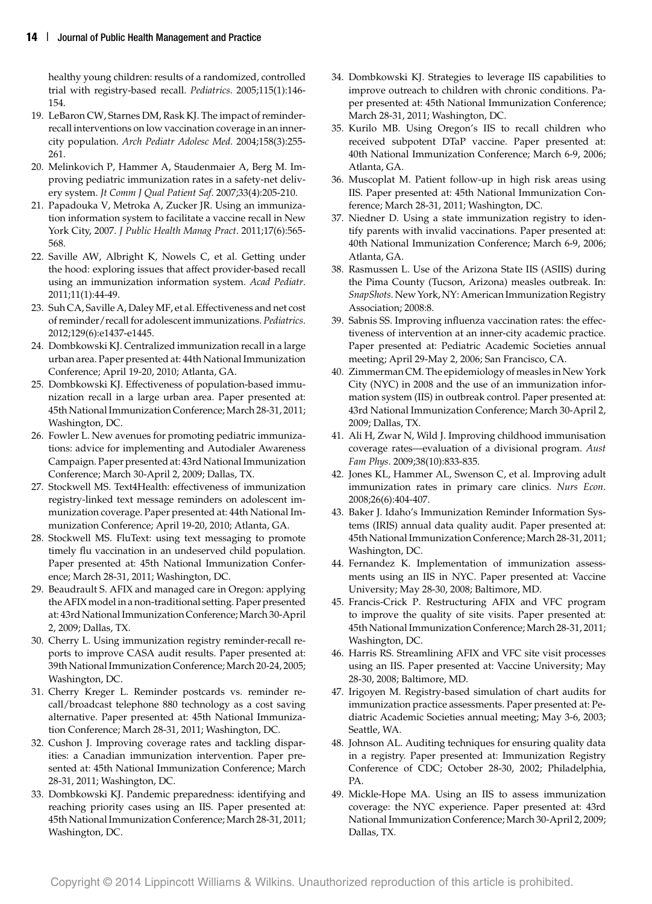healthy young children: results of a randomized, controlled trial with registry-based recall. *Pediatrics*. 2005;115(1):146-154.

19. LeBaron CW, Starnes DM, Rask KJ. The impact of reminder-recall interventions on low vaccination coverage in an inner-city population. *Arch Pediatr Adolesc Med*. 2004;158(3):255-261.
20. Melinkovich P, Hammer A, Staudenmaier A, Berg M. Improving pediatric immunization rates in a safety-net delivery system. *Jt Comm J Qual Patient Saf*. 2007;33(4):205-210.
21. Papadouka V, Metroka A, Zucker JR. Using an immunization information system to facilitate a vaccine recall in New York City, 2007. *J Public Health Manag Pract*. 2011;17(6):565-568.
22. Saville AW, Albright K, Nowels C, et al. Getting under the hood: exploring issues that affect provider-based recall using an immunization information system. *Acad Pediatr*. 2011;11(1):44-49.
23. Suh CA, Saville A, Daley MF, et al. Effectiveness and net cost of reminder/recall for adolescent immunizations. *Pediatrics*. 2012;129(6):e1437-e1445.
24. Dombkowski KJ. Centralized immunization recall in a large urban area. Paper presented at: 44th National Immunization Conference; April 19-20, 2010; Atlanta, GA.
25. Dombkowski KJ. Effectiveness of population-based immunization recall in a large urban area. Paper presented at: 45th National Immunization Conference; March 28-31, 2011; Washington, DC.
26. Fowler L. New avenues for promoting pediatric immunizations: advice for implementing and Autodialer Awareness Campaign. Paper presented at: 43rd National Immunization Conference; March 30-April 2, 2009; Dallas, TX.
27. Stockwell MS. Text4Health: effectiveness of immunization registry-linked text message reminders on adolescent immunization coverage. Paper presented at: 44th National Immunization Conference; April 19-20, 2010; Atlanta, GA.
28. Stockwell MS. FluText: using text messaging to promote timely flu vaccination in an undeserved child population. Paper presented at: 45th National Immunization Conference; March 28-31, 2011; Washington, DC.
29. Beaudrault S. AFIX and managed care in Oregon: applying the AFIX model in a non-traditional setting. Paper presented at: 43rd National Immunization Conference; March 30-April 2, 2009; Dallas, TX.
30. Cherry L. Using immunization registry reminder-recall reports to improve CASA audit results. Paper presented at: 39th National Immunization Conference; March 20-24, 2005; Washington, DC.
31. Cherry Kreger L. Reminder postcards vs. reminder recall/broadcast telephone 880 technology as a cost saving alternative. Paper presented at: 45th National Immunization Conference; March 28-31, 2011; Washington, DC.
32. Cushon J. Improving coverage rates and tackling disparities: a Canadian immunization intervention. Paper presented at: 45th National Immunization Conference; March 28-31, 2011; Washington, DC.
33. Dombkowski KJ. Pandemic preparedness: identifying and reaching priority cases using an IIS. Paper presented at: 45th National Immunization Conference; March 28-31, 2011; Washington, DC.
34. Dombkowski KJ. Strategies to leverage IIS capabilities to improve outreach to children with chronic conditions. Paper presented at: 45th National Immunization Conference; March 28-31, 2011; Washington, DC.
35. Kurilo MB. Using Oregon's IIS to recall children who received subpotent DTaP vaccine. Paper presented at: 40th National Immunization Conference; March 6-9, 2006; Atlanta, GA.
36. Muscoplat M. Patient follow-up in high risk areas using IIS. Paper presented at: 45th National Immunization Conference; March 28-31, 2011; Washington, DC.
37. Niedner D. Using a state immunization registry to identify parents with invalid vaccinations. Paper presented at: 40th National Immunization Conference; March 6-9, 2006; Atlanta, GA.
38. Rasmussen L. Use of the Arizona State IIS (ASIIS) during the Pima County (Tucson, Arizona) measles outbreak. In: *SnapShots*. New York, NY: American Immunization Registry Association; 2008:8.
39. Sabnis SS. Improving influenza vaccination rates: the effectiveness of intervention at an inner-city academic practice. Paper presented at: Pediatric Academic Societies annual meeting; April 29-May 2, 2006; San Francisco, CA.
40. Zimmerman CM. The epidemiology of measles in New York City (NYC) in 2008 and the use of an immunization information system (IIS) in outbreak control. Paper presented at: 43rd National Immunization Conference; March 30-April 2, 2009; Dallas, TX.
41. Ali H, Zwar N, Wild J. Improving childhood immunisation coverage rates—evaluation of a divisional program. *Aust Fam Phys*. 2009;38(10):833-835.
42. Jones KL, Hammer AL, Swenson C, et al. Improving adult immunization rates in primary care clinics. *Nurs Econ*. 2008;26(6):404-407.
43. Baker J. Idaho's Immunization Reminder Information Systems (IRIS) annual data quality audit. Paper presented at: 45th National Immunization Conference; March 28-31, 2011; Washington, DC.
44. Fernandez K. Implementation of immunization assessments using an IIS in NYC. Paper presented at: Vaccine University; May 28-30, 2008; Baltimore, MD.
45. Francis-Crick P. Restructuring AFIX and VFC program to improve the quality of site visits. Paper presented at: 45th National Immunization Conference; March 28-31, 2011; Washington, DC.
46. Harris RS. Streamlining AFIX and VFC site visit processes using an IIS. Paper presented at: Vaccine University; May 28-30, 2008; Baltimore, MD.
47. Irigoyen M. Registry-based simulation of chart audits for immunization practice assessments. Paper presented at: Pediatric Academic Societies annual meeting; May 3-6, 2003; Seattle, WA.
48. Johnson AL. Auditing techniques for ensuring quality data in a registry. Paper presented at: Immunization Registry Conference of CDC; October 28-30, 2002; Philadelphia, PA.
49. Mickle-Hope MA. Using an IIS to assess immunization coverage: the NYC experience. Paper presented at: 43rd National Immunization Conference; March 30-April 2, 2009; Dallas, TX.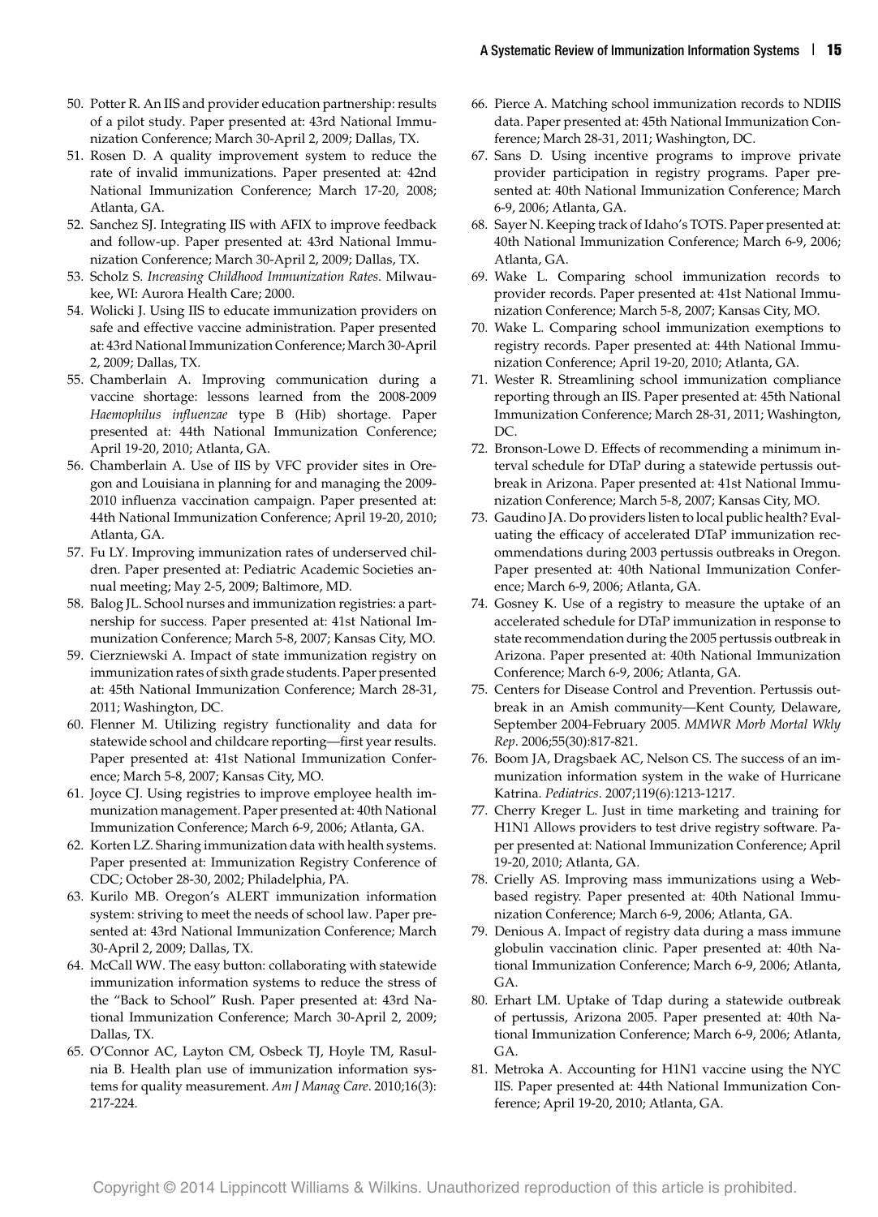50. Potter R. An IIS and provider education partnership: results of a pilot study. Paper presented at: 43rd National Immunization Conference; March 30-April 2, 2009; Dallas, TX.
51. Rosen D. A quality improvement system to reduce the rate of invalid immunizations. Paper presented at: 42nd National Immunization Conference; March 17-20, 2008; Atlanta, GA.
52. Sanchez SJ. Integrating IIS with AFIX to improve feedback and follow-up. Paper presented at: 43rd National Immunization Conference; March 30-April 2, 2009; Dallas, TX.
53. Scholz S. *Increasing Childhood Immunization Rates*. Milwaukee, WI: Aurora Health Care; 2000.
54. Wolicki J. Using IIS to educate immunization providers on safe and effective vaccine administration. Paper presented at: 43rd National Immunization Conference; March 30-April 2, 2009; Dallas, TX.
55. Chamberlain A. Improving communication during a vaccine shortage: lessons learned from the 2008-2009 *Haemophilus influenzae* type B (Hib) shortage. Paper presented at: 44th National Immunization Conference; April 19-20, 2010; Atlanta, GA.
56. Chamberlain A. Use of IIS by VFC provider sites in Oregon and Louisiana in planning for and managing the 2009-2010 influenza vaccination campaign. Paper presented at: 44th National Immunization Conference; April 19-20, 2010; Atlanta, GA.
57. Fu LY. Improving immunization rates of underserved children. Paper presented at: Pediatric Academic Societies annual meeting; May 2-5, 2009; Baltimore, MD.
58. Balog JL. School nurses and immunization registries: a partnership for success. Paper presented at: 41st National Immunization Conference; March 5-8, 2007; Kansas City, MO.
59. Cierzniewski A. Impact of state immunization registry on immunization rates of sixth grade students. Paper presented at: 45th National Immunization Conference; March 28-31, 2011; Washington, DC.
60. Flenner M. Utilizing registry functionality and data for statewide school and childcare reporting—first year results. Paper presented at: 41st National Immunization Conference; March 5-8, 2007; Kansas City, MO.
61. Joyce CJ. Using registries to improve employee health immunization management. Paper presented at: 40th National Immunization Conference; March 6-9, 2006; Atlanta, GA.
62. Korten LZ. Sharing immunization data with health systems. Paper presented at: Immunization Registry Conference of CDC; October 28-30, 2002; Philadelphia, PA.
63. Kurilo MB. Oregon's ALERT immunization information system: striving to meet the needs of school law. Paper presented at: 43rd National Immunization Conference; March 30-April 2, 2009; Dallas, TX.
64. McCall WW. The easy button: collaborating with statewide immunization information systems to reduce the stress of the "Back to School" Rush. Paper presented at: 43rd National Immunization Conference; March 30-April 2, 2009; Dallas, TX.
65. O'Connor AC, Layton CM, Osbeck TJ, Hoyle TM, Rasulnia B. Health plan use of immunization information systems for quality measurement. *Am J Manag Care*. 2010;16(3): 217-224.
66. Pierce A. Matching school immunization records to NDIIS data. Paper presented at: 45th National Immunization Conference; March 28-31, 2011; Washington, DC.
67. Sans D. Using incentive programs to improve private provider participation in registry programs. Paper presented at: 40th National Immunization Conference; March 6-9, 2006; Atlanta, GA.
68. Sayer N. Keeping track of Idaho's TOTS. Paper presented at: 40th National Immunization Conference; March 6-9, 2006; Atlanta, GA.
69. Wake L. Comparing school immunization records to provider records. Paper presented at: 41st National Immunization Conference; March 5-8, 2007; Kansas City, MO.
70. Wake L. Comparing school immunization exemptions to registry records. Paper presented at: 44th National Immunization Conference; April 19-20, 2010; Atlanta, GA.
71. Wester R. Streamlining school immunization compliance reporting through an IIS. Paper presented at: 45th National Immunization Conference; March 28-31, 2011; Washington, DC.
72. Bronson-Lowe D. Effects of recommending a minimum interval schedule for DTaP during a statewide pertussis outbreak in Arizona. Paper presented at: 41st National Immunization Conference; March 5-8, 2007; Kansas City, MO.
73. Gaudino JA. Do providers listen to local public health? Evaluating the efficacy of accelerated DTaP immunization recommendations during 2003 pertussis outbreaks in Oregon. Paper presented at: 40th National Immunization Conference; March 6-9, 2006; Atlanta, GA.
74. Gosney K. Use of a registry to measure the uptake of an accelerated schedule for DTaP immunization in response to state recommendation during the 2005 pertussis outbreak in Arizona. Paper presented at: 40th National Immunization Conference; March 6-9, 2006; Atlanta, GA.
75. Centers for Disease Control and Prevention. Pertussis outbreak in an Amish community—Kent County, Delaware, September 2004-February 2005. *MMWR Morb Mortal Wkly Rep*. 2006;55(30):817-821.
76. Boom JA, Dragsbaek AC, Nelson CS. The success of an immunization information system in the wake of Hurricane Katrina. *Pediatrics*. 2007;119(6):1213-1217.
77. Cherry Kreger L. Just in time marketing and training for H1N1 Allows providers to test drive registry software. Paper presented at: National Immunization Conference; April 19-20, 2010; Atlanta, GA.
78. Crielly AS. Improving mass immunizations using a Web-based registry. Paper presented at: 40th National Immunization Conference; March 6-9, 2006; Atlanta, GA.
79. Denious A. Impact of registry data during a mass immune globulin vaccination clinic. Paper presented at: 40th National Immunization Conference; March 6-9, 2006; Atlanta, GA.
80. Erhart LM. Uptake of Tdap during a statewide outbreak of pertussis, Arizona 2005. Paper presented at: 40th National Immunization Conference; March 6-9, 2006; Atlanta, GA.
81. Metroka A. Accounting for H1N1 vaccine using the NYC IIS. Paper presented at: 44th National Immunization Conference; April 19-20, 2010; Atlanta, GA.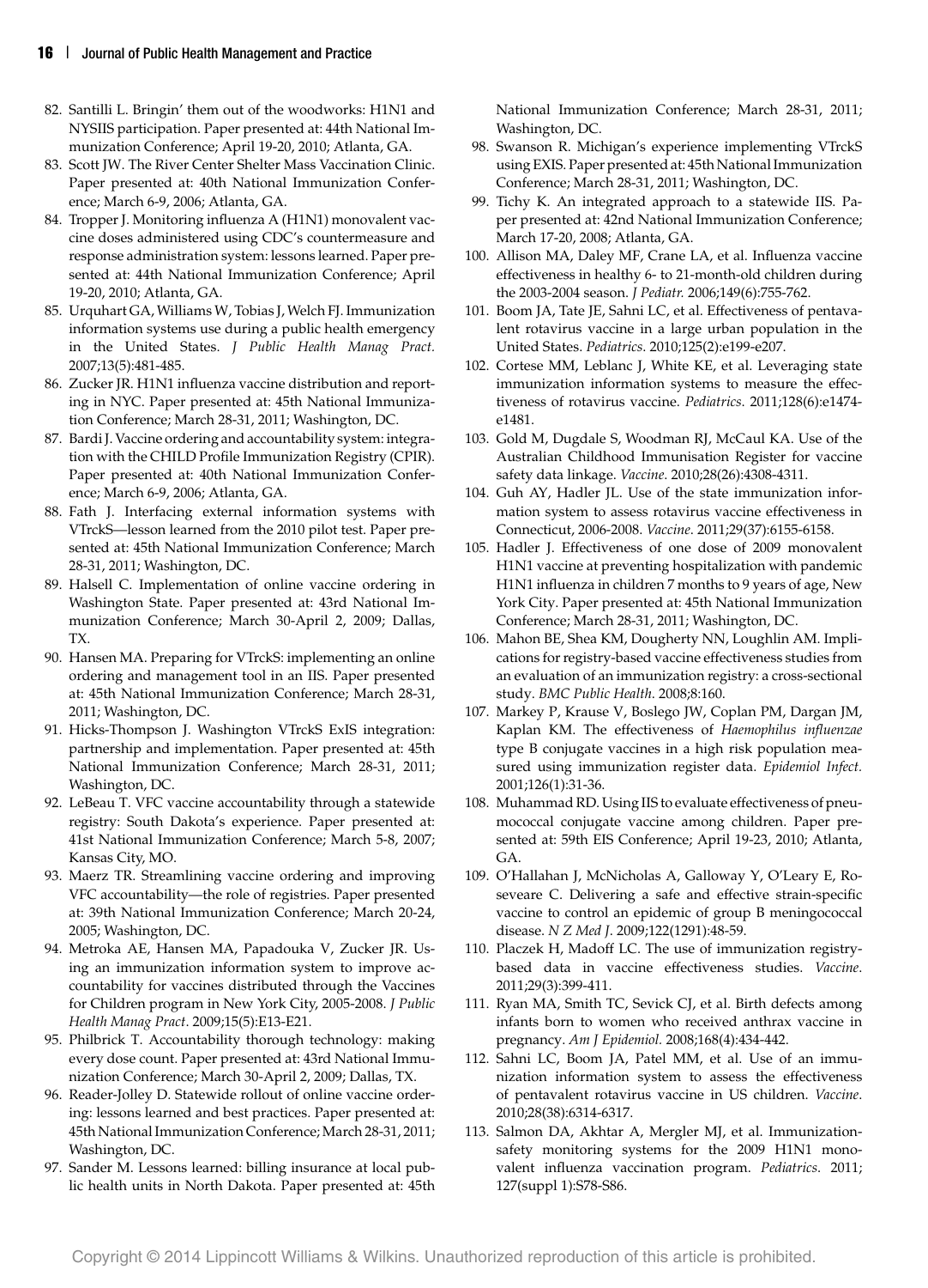82. Santilli L. Bringin' them out of the woodworks: H1N1 and NYSIIS participation. Paper presented at: 44th National Immunization Conference; April 19-20, 2010; Atlanta, GA.
83. Scott JW. The River Center Shelter Mass Vaccination Clinic. Paper presented at: 40th National Immunization Conference; March 6-9, 2006; Atlanta, GA.
84. Tropper J. Monitoring influenza A (H1N1) monovalent vaccine doses administered using CDC's countermeasure and response administration system: lessons learned. Paper presented at: 44th National Immunization Conference; April 19-20, 2010; Atlanta, GA.
85. Urquhart GA, Williams W, Tobias J, Welch FJ. Immunization information systems use during a public health emergency in the United States. *J Public Health Manag Pract.* 2007;13(5):481-485.
86. Zucker JR. H1N1 influenza vaccine distribution and reporting in NYC. Paper presented at: 45th National Immunization Conference; March 28-31, 2011; Washington, DC.
87. Bardi J. Vaccine ordering and accountability system: integration with the CHILD Profile Immunization Registry (CPIR). Paper presented at: 40th National Immunization Conference; March 6-9, 2006; Atlanta, GA.
88. Fath J. Interfacing external information systems with VTrckS—lesson learned from the 2010 pilot test. Paper presented at: 45th National Immunization Conference; March 28-31, 2011; Washington, DC.
89. Halsell C. Implementation of online vaccine ordering in Washington State. Paper presented at: 43rd National Immunization Conference; March 30-April 2, 2009; Dallas, TX.
90. Hansen MA. Preparing for VTrckS: implementing an online ordering and management tool in an IIS. Paper presented at: 45th National Immunization Conference; March 28-31, 2011; Washington, DC.
91. Hicks-Thompson J. Washington VTrckS ExIS integration: partnership and implementation. Paper presented at: 45th National Immunization Conference; March 28-31, 2011; Washington, DC.
92. LeBeau T. VFC vaccine accountability through a statewide registry: South Dakota's experience. Paper presented at: 41st National Immunization Conference; March 5-8, 2007; Kansas City, MO.
93. Maerz TR. Streamlining vaccine ordering and improving VFC accountability—the role of registries. Paper presented at: 39th National Immunization Conference; March 20-24, 2005; Washington, DC.
94. Metroka AE, Hansen MA, Papadouka V, Zucker JR. Using an immunization information system to improve accountability for vaccines distributed through the Vaccines for Children program in New York City, 2005-2008. *J Public Health Manag Pract*. 2009;15(5):E13-E21.
95. Philbrick T. Accountability thorough technology: making every dose count. Paper presented at: 43rd National Immunization Conference; March 30-April 2, 2009; Dallas, TX.
96. Reader-Jolley D. Statewide rollout of online vaccine ordering: lessons learned and best practices. Paper presented at: 45th National Immunization Conference; March 28-31, 2011; Washington, DC.
97. Sander M. Lessons learned: billing insurance at local public health units in North Dakota. Paper presented at: 45th National Immunization Conference; March 28-31, 2011; Washington, DC.
98. Swanson R. Michigan's experience implementing VTrckS using EXIS. Paper presented at: 45th National Immunization Conference; March 28-31, 2011; Washington, DC.
99. Tichy K. An integrated approach to a statewide IIS. Paper presented at: 42nd National Immunization Conference; March 17-20, 2008; Atlanta, GA.
100. Allison MA, Daley MF, Crane LA, et al. Influenza vaccine effectiveness in healthy 6- to 21-month-old children during the 2003-2004 season. *J Pediatr.* 2006;149(6):755-762.
101. Boom JA, Tate JE, Sahni LC, et al. Effectiveness of pentavalent rotavirus vaccine in a large urban population in the United States. *Pediatrics.* 2010;125(2):e199-e207.
102. Cortese MM, Leblanc J, White KE, et al. Leveraging state immunization information systems to measure the effectiveness of rotavirus vaccine. *Pediatrics.* 2011;128(6):e1474-e1481.
103. Gold M, Dugdale S, Woodman RJ, McCaul KA. Use of the Australian Childhood Immunisation Register for vaccine safety data linkage. *Vaccine.* 2010;28(26):4308-4311.
104. Guh AY, Hadler JL. Use of the state immunization information system to assess rotavirus vaccine effectiveness in Connecticut, 2006-2008. *Vaccine.* 2011;29(37):6155-6158.
105. Hadler J. Effectiveness of one dose of 2009 monovalent H1N1 vaccine at preventing hospitalization with pandemic H1N1 influenza in children 7 months to 9 years of age, New York City. Paper presented at: 45th National Immunization Conference; March 28-31, 2011; Washington, DC.
106. Mahon BE, Shea KM, Dougherty NN, Loughlin AM. Implications for registry-based vaccine effectiveness studies from an evaluation of an immunization registry: a cross-sectional study. *BMC Public Health.* 2008;8:160.
107. Markey P, Krause V, Boslego JW, Coplan PM, Dargan JM, Kaplan KM. The effectiveness of *Haemophilus influenzae* type B conjugate vaccines in a high risk population measured using immunization register data. *Epidemiol Infect.* 2001;126(1):31-36.
108. Muhammad RD. Using IIS to evaluate effectiveness of pneumococcal conjugate vaccine among children. Paper presented at: 59th EIS Conference; April 19-23, 2010; Atlanta, GA.
109. O'Hallahan J, McNicholas A, Galloway Y, O'Leary E, Roseveare C. Delivering a safe and effective strain-specific vaccine to control an epidemic of group B meningococcal disease. *N Z Med J*. 2009;122(1291):48-59.
110. Placzek H, Madoff LC. The use of immunization registry-based data in vaccine effectiveness studies. *Vaccine.* 2011;29(3):399-411.
111. Ryan MA, Smith TC, Sevick CJ, et al. Birth defects among infants born to women who received anthrax vaccine in pregnancy. *Am J Epidemiol.* 2008;168(4):434-442.
112. Sahni LC, Boom JA, Patel MM, et al. Use of an immunization information system to assess the effectiveness of pentavalent rotavirus vaccine in US children. *Vaccine.* 2010;28(38):6314-6317.
113. Salmon DA, Akhtar A, Mergler MJ, et al. Immunization-safety monitoring systems for the 2009 H1N1 monovalent influenza vaccination program. *Pediatrics*. 2011; 127(suppl 1):S78-S86.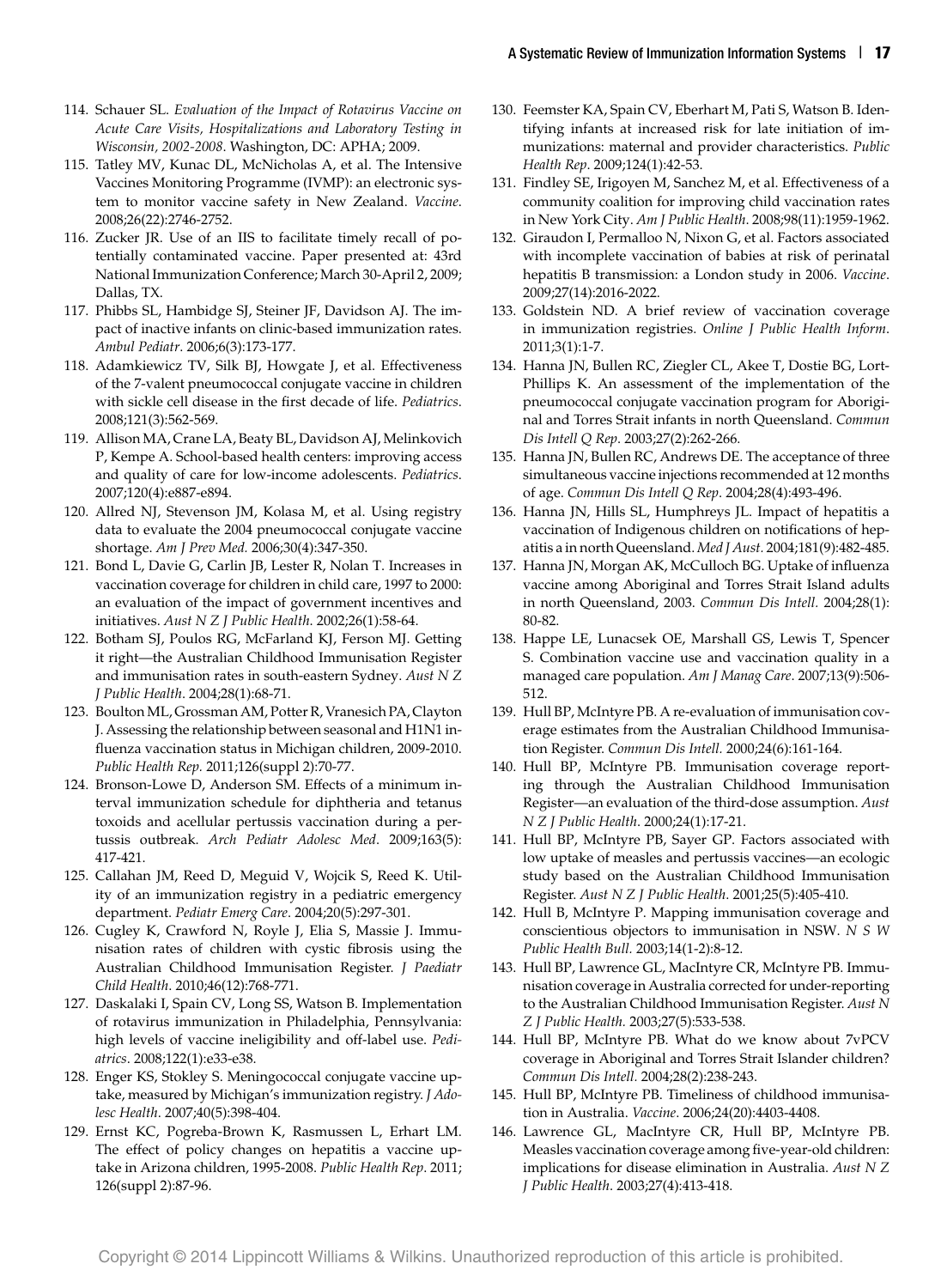114. Schauer SL. *Evaluation of the Impact of Rotavirus Vaccine on Acute Care Visits, Hospitalizations and Laboratory Testing in Wisconsin, 2002-2008*. Washington, DC: APHA; 2009.
115. Tatley MV, Kunac DL, McNicholas A, et al. The Intensive Vaccines Monitoring Programme (IVMP): an electronic system to monitor vaccine safety in New Zealand. *Vaccine*. 2008;26(22):2746-2752.
116. Zucker JR. Use of an IIS to facilitate timely recall of potentially contaminated vaccine. Paper presented at: 43rd National Immunization Conference; March 30-April 2, 2009; Dallas, TX.
117. Phibbs SL, Hambidge SJ, Steiner JF, Davidson AJ. The impact of inactive infants on clinic-based immunization rates. *Ambul Pediatr*. 2006;6(3):173-177.
118. Adamkiewicz TV, Silk BJ, Howgate J, et al. Effectiveness of the 7-valent pneumococcal conjugate vaccine in children with sickle cell disease in the first decade of life. *Pediatrics*. 2008;121(3):562-569.
119. Allison MA, Crane LA, Beaty BL, Davidson AJ, Melinkovich P, Kempe A. School-based health centers: improving access and quality of care for low-income adolescents. *Pediatrics*. 2007;120(4):e887-e894.
120. Allred NJ, Stevenson JM, Kolasa M, et al. Using registry data to evaluate the 2004 pneumococcal conjugate vaccine shortage. *Am J Prev Med.* 2006;30(4):347-350.
121. Bond L, Davie G, Carlin JB, Lester R, Nolan T. Increases in vaccination coverage for children in child care, 1997 to 2000: an evaluation of the impact of government incentives and initiatives. *Aust N Z J Public Health*. 2002;26(1):58-64.
122. Botham SJ, Poulos RG, McFarland KJ, Ferson MJ. Getting it right—the Australian Childhood Immunisation Register and immunisation rates in south-eastern Sydney. *Aust N Z J Public Health*. 2004;28(1):68-71.
123. Boulton ML, Grossman AM, Potter R, Vranesich PA, Clayton J. Assessing the relationship between seasonal and H1N1 influenza vaccination status in Michigan children, 2009-2010. *Public Health Rep.* 2011;126(suppl 2):70-77.
124. Bronson-Lowe D, Anderson SM. Effects of a minimum interval immunization schedule for diphtheria and tetanus toxoids and acellular pertussis vaccination during a pertussis outbreak. *Arch Pediatr Adolesc Med*. 2009;163(5):417-421.
125. Callahan JM, Reed D, Meguid V, Wojcik S, Reed K. Utility of an immunization registry in a pediatric emergency department. *Pediatr Emerg Care*. 2004;20(5):297-301.
126. Cugley K, Crawford N, Royle J, Elia S, Massie J. Immunisation rates of children with cystic fibrosis using the Australian Childhood Immunisation Register. *J Paediatr Child Health*. 2010;46(12):768-771.
127. Daskalaki I, Spain CV, Long SS, Watson B. Implementation of rotavirus immunization in Philadelphia, Pennsylvania: high levels of vaccine ineligibility and off-label use. *Pediatrics*. 2008;122(1):e33-e38.
128. Enger KS, Stokley S. Meningococcal conjugate vaccine uptake, measured by Michigan's immunization registry. *J Adolesc Health*. 2007;40(5):398-404.
129. Ernst KC, Pogreba-Brown K, Rasmussen L, Erhart LM. The effect of policy changes on hepatitis a vaccine uptake in Arizona children, 1995-2008. *Public Health Rep*. 2011;126(suppl 2):87-96.
130. Feemster KA, Spain CV, Eberhart M, Pati S, Watson B. Identifying infants at increased risk for late initiation of immunizations: maternal and provider characteristics. *Public Health Rep*. 2009;124(1):42-53.
131. Findley SE, Irigoyen M, Sanchez M, et al. Effectiveness of a community coalition for improving child vaccination rates in New York City. *Am J Public Health*. 2008;98(11):1959-1962.
132. Giraudon I, Permalloo N, Nixon G, et al. Factors associated with incomplete vaccination of babies at risk of perinatal hepatitis B transmission: a London study in 2006. *Vaccine*. 2009;27(14):2016-2022.
133. Goldstein ND. A brief review of vaccination coverage in immunization registries. *Online J Public Health Inform*. 2011;3(1):1-7.
134. Hanna JN, Bullen RC, Ziegler CL, Akee T, Dostie BG, Lort-Phillips K. An assessment of the implementation of the pneumococcal conjugate vaccination program for Aboriginal and Torres Strait infants in north Queensland. *Commun Dis Intell Q Rep*. 2003;27(2):262-266.
135. Hanna JN, Bullen RC, Andrews DE. The acceptance of three simultaneous vaccine injections recommended at 12 months of age. *Commun Dis Intell Q Rep*. 2004;28(4):493-496.
136. Hanna JN, Hills SL, Humphreys JL. Impact of hepatitis a vaccination of Indigenous children on notifications of hepatitis a in north Queensland. *Med J Aust*. 2004;181(9):482-485.
137. Hanna JN, Morgan AK, McCulloch BG. Uptake of influenza vaccine among Aboriginal and Torres Strait Island adults in north Queensland, 2003. *Commun Dis Intell.* 2004;28(1):80-82.
138. Happe LE, Lunacsek OE, Marshall GS, Lewis T, Spencer S. Combination vaccine use and vaccination quality in a managed care population. *Am J Manag Care*. 2007;13(9):506-512.
139. Hull BP, McIntyre PB. A re-evaluation of immunisation coverage estimates from the Australian Childhood Immunisation Register. *Commun Dis Intell.* 2000;24(6):161-164.
140. Hull BP, McIntyre PB. Immunisation coverage reporting through the Australian Childhood Immunisation Register—an evaluation of the third-dose assumption. *Aust N Z J Public Health*. 2000;24(1):17-21.
141. Hull BP, McIntyre PB, Sayer GP. Factors associated with low uptake of measles and pertussis vaccines—an ecologic study based on the Australian Childhood Immunisation Register. *Aust N Z J Public Health*. 2001;25(5):405-410.
142. Hull B, McIntyre P. Mapping immunisation coverage and conscientious objectors to immunisation in NSW. *N S W Public Health Bull.* 2003;14(1-2):8-12.
143. Hull BP, Lawrence GL, MacIntyre CR, McIntyre PB. Immunisation coverage in Australia corrected for under-reporting to the Australian Childhood Immunisation Register. *Aust N Z J Public Health.* 2003;27(5):533-538.
144. Hull BP, McIntyre PB. What do we know about 7vPCV coverage in Aboriginal and Torres Strait Islander children? *Commun Dis Intell.* 2004;28(2):238-243.
145. Hull BP, McIntyre PB. Timeliness of childhood immunisation in Australia. *Vaccine*. 2006;24(20):4403-4408.
146. Lawrence GL, MacIntyre CR, Hull BP, McIntyre PB. Measles vaccination coverage among five-year-old children: implications for disease elimination in Australia. *Aust N Z J Public Health*. 2003;27(4):413-418.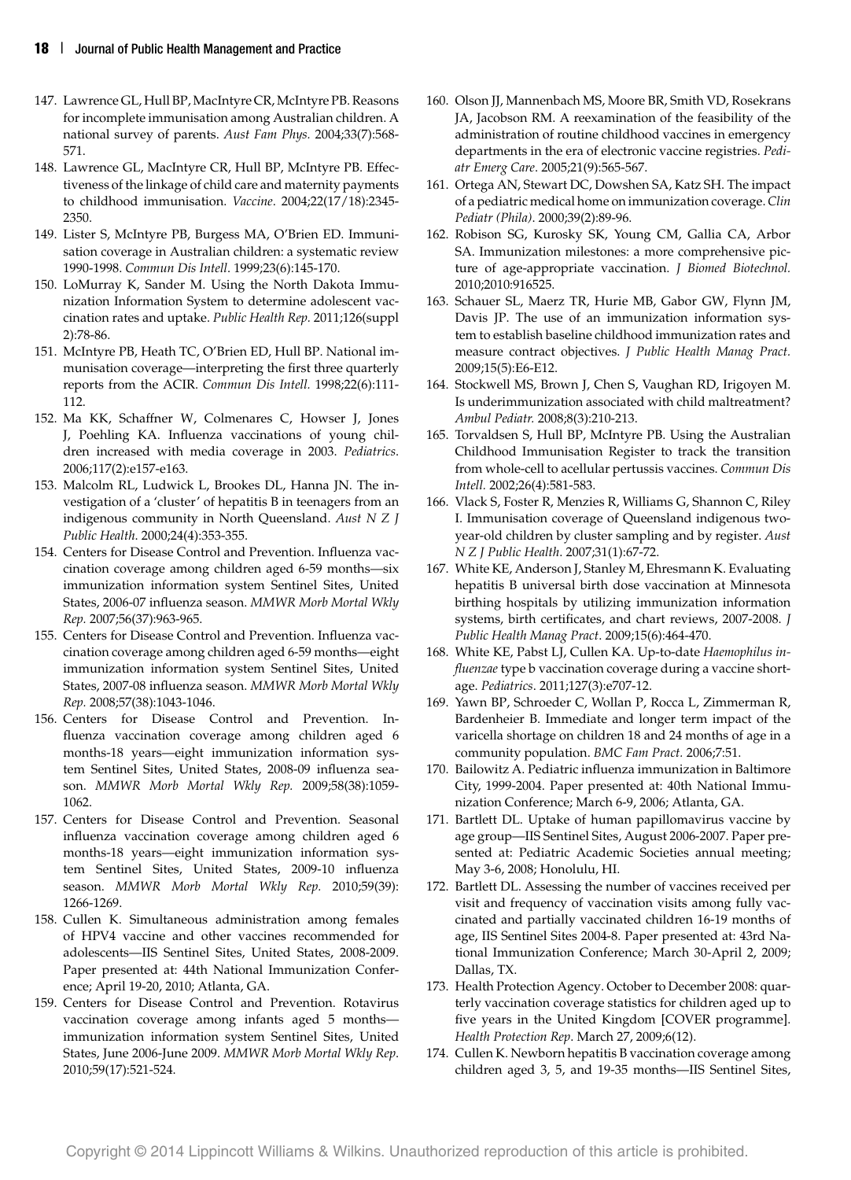147. Lawrence GL, Hull BP, MacIntyre CR, McIntyre PB. Reasons for incomplete immunisation among Australian children. A national survey of parents. *Aust Fam Phys.* 2004;33(7):568-571.
148. Lawrence GL, MacIntyre CR, Hull BP, McIntyre PB. Effectiveness of the linkage of child care and maternity payments to childhood immunisation. *Vaccine*. 2004;22(17/18):2345-2350.
149. Lister S, McIntyre PB, Burgess MA, O'Brien ED. Immunisation coverage in Australian children: a systematic review 1990-1998. *Commun Dis Intell*. 1999;23(6):145-170.
150. LoMurray K, Sander M. Using the North Dakota Immunization Information System to determine adolescent vaccination rates and uptake. *Public Health Rep.* 2011;126(suppl 2):78-86.
151. McIntyre PB, Heath TC, O'Brien ED, Hull BP. National immunisation coverage—interpreting the first three quarterly reports from the ACIR. *Commun Dis Intell.* 1998;22(6):111-112.
152. Ma KK, Schaffner W, Colmenares C, Howser J, Jones J, Poehling KA. Influenza vaccinations of young children increased with media coverage in 2003. *Pediatrics*. 2006;117(2):e157-e163.
153. Malcolm RL, Ludwick L, Brookes DL, Hanna JN. The investigation of a 'cluster' of hepatitis B in teenagers from an indigenous community in North Queensland. *Aust N Z J Public Health.* 2000;24(4):353-355.
154. Centers for Disease Control and Prevention. Influenza vaccination coverage among children aged 6-59 months—six immunization information system Sentinel Sites, United States, 2006-07 influenza season. *MMWR Morb Mortal Wkly Rep.* 2007;56(37):963-965.
155. Centers for Disease Control and Prevention. Influenza vaccination coverage among children aged 6-59 months—eight immunization information system Sentinel Sites, United States, 2007-08 influenza season. *MMWR Morb Mortal Wkly Rep.* 2008;57(38):1043-1046.
156. Centers for Disease Control and Prevention. Influenza vaccination coverage among children aged 6 months-18 years—eight immunization information system Sentinel Sites, United States, 2008-09 influenza season. *MMWR Morb Mortal Wkly Rep.* 2009;58(38):1059-1062.
157. Centers for Disease Control and Prevention. Seasonal influenza vaccination coverage among children aged 6 months-18 years—eight immunization information system Sentinel Sites, United States, 2009-10 influenza season. *MMWR Morb Mortal Wkly Rep.* 2010;59(39): 1266-1269.
158. Cullen K. Simultaneous administration among females of HPV4 vaccine and other vaccines recommended for adolescents—IIS Sentinel Sites, United States, 2008-2009. Paper presented at: 44th National Immunization Conference; April 19-20, 2010; Atlanta, GA.
159. Centers for Disease Control and Prevention. Rotavirus vaccination coverage among infants aged 5 months—immunization information system Sentinel Sites, United States, June 2006-June 2009. *MMWR Morb Mortal Wkly Rep.* 2010;59(17):521-524.
160. Olson JJ, Mannenbach MS, Moore BR, Smith VD, Rosekrans JA, Jacobson RM. A reexamination of the feasibility of the administration of routine childhood vaccines in emergency departments in the era of electronic vaccine registries. *Pediatr Emerg Care*. 2005;21(9):565-567.
161. Ortega AN, Stewart DC, Dowshen SA, Katz SH. The impact of a pediatric medical home on immunization coverage. *Clin Pediatr (Phila)*. 2000;39(2):89-96.
162. Robison SG, Kurosky SK, Young CM, Gallia CA, Arbor SA. Immunization milestones: a more comprehensive picture of age-appropriate vaccination. *J Biomed Biotechnol.* 2010;2010:916525.
163. Schauer SL, Maerz TR, Hurie MB, Gabor GW, Flynn JM, Davis JP. The use of an immunization information system to establish baseline childhood immunization rates and measure contract objectives. *J Public Health Manag Pract.* 2009;15(5):E6-E12.
164. Stockwell MS, Brown J, Chen S, Vaughan RD, Irigoyen M. Is underimmunization associated with child maltreatment? *Ambul Pediatr.* 2008;8(3):210-213.
165. Torvaldsen S, Hull BP, McIntyre PB. Using the Australian Childhood Immunisation Register to track the transition from whole-cell to acellular pertussis vaccines. *Commun Dis Intell.* 2002;26(4):581-583.
166. Vlack S, Foster R, Menzies R, Williams G, Shannon C, Riley I. Immunisation coverage of Queensland indigenous two-year-old children by cluster sampling and by register. *Aust N Z J Public Health*. 2007;31(1):67-72.
167. White KE, Anderson J, Stanley M, Ehresmann K. Evaluating hepatitis B universal birth dose vaccination at Minnesota birthing hospitals by utilizing immunization information systems, birth certificates, and chart reviews, 2007-2008. *J Public Health Manag Pract*. 2009;15(6):464-470.
168. White KE, Pabst LJ, Cullen KA. Up-to-date *Haemophilus influenzae* type b vaccination coverage during a vaccine shortage. *Pediatrics*. 2011;127(3):e707-12.
169. Yawn BP, Schroeder C, Wollan P, Rocca L, Zimmerman R, Bardenheier B. Immediate and longer term impact of the varicella shortage on children 18 and 24 months of age in a community population. *BMC Fam Pract.* 2006;7:51.
170. Bailowitz A. Pediatric influenza immunization in Baltimore City, 1999-2004. Paper presented at: 40th National Immunization Conference; March 6-9, 2006; Atlanta, GA.
171. Bartlett DL. Uptake of human papillomavirus vaccine by age group—IIS Sentinel Sites, August 2006-2007. Paper presented at: Pediatric Academic Societies annual meeting; May 3-6, 2008; Honolulu, HI.
172. Bartlett DL. Assessing the number of vaccines received per visit and frequency of vaccination visits among fully vaccinated and partially vaccinated children 16-19 months of age, IIS Sentinel Sites 2004-8. Paper presented at: 43rd National Immunization Conference; March 30-April 2, 2009; Dallas, TX.
173. Health Protection Agency. October to December 2008: quarterly vaccination coverage statistics for children aged up to five years in the United Kingdom [COVER programme]. *Health Protection Rep*. March 27, 2009;6(12).
174. Cullen K. Newborn hepatitis B vaccination coverage among children aged 3, 5, and 19-35 months—IIS Sentinel Sites,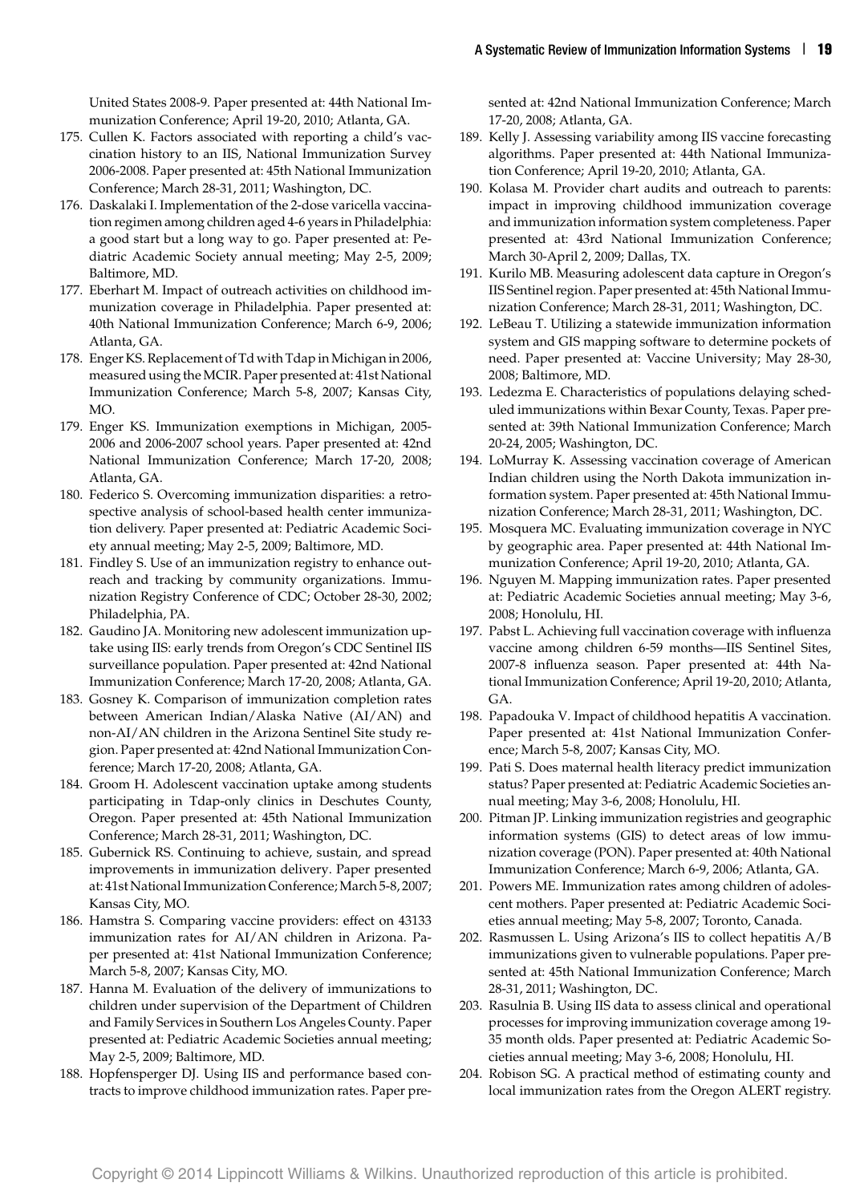United States 2008-9. Paper presented at: 44th National Immunization Conference; April 19-20, 2010; Atlanta, GA.

175. Cullen K. Factors associated with reporting a child's vaccination history to an IIS, National Immunization Survey 2006-2008. Paper presented at: 45th National Immunization Conference; March 28-31, 2011; Washington, DC.
176. Daskalaki I. Implementation of the 2-dose varicella vaccination regimen among children aged 4-6 years in Philadelphia: a good start but a long way to go. Paper presented at: Pediatric Academic Society annual meeting; May 2-5, 2009; Baltimore, MD.
177. Eberhart M. Impact of outreach activities on childhood immunization coverage in Philadelphia. Paper presented at: 40th National Immunization Conference; March 6-9, 2006; Atlanta, GA.
178. Enger KS. Replacement of Td with Tdap in Michigan in 2006, measured using the MCIR. Paper presented at: 41st National Immunization Conference; March 5-8, 2007; Kansas City, MO.
179. Enger KS. Immunization exemptions in Michigan, 2005-2006 and 2006-2007 school years. Paper presented at: 42nd National Immunization Conference; March 17-20, 2008; Atlanta, GA.
180. Federico S. Overcoming immunization disparities: a retrospective analysis of school-based health center immunization delivery. Paper presented at: Pediatric Academic Society annual meeting; May 2-5, 2009; Baltimore, MD.
181. Findley S. Use of an immunization registry to enhance outreach and tracking by community organizations. Immunization Registry Conference of CDC; October 28-30, 2002; Philadelphia, PA.
182. Gaudino JA. Monitoring new adolescent immunization uptake using IIS: early trends from Oregon's CDC Sentinel IIS surveillance population. Paper presented at: 42nd National Immunization Conference; March 17-20, 2008; Atlanta, GA.
183. Gosney K. Comparison of immunization completion rates between American Indian/Alaska Native (AI/AN) and non-AI/AN children in the Arizona Sentinel Site study region. Paper presented at: 42nd National Immunization Conference; March 17-20, 2008; Atlanta, GA.
184. Groom H. Adolescent vaccination uptake among students participating in Tdap-only clinics in Deschutes County, Oregon. Paper presented at: 45th National Immunization Conference; March 28-31, 2011; Washington, DC.
185. Gubernick RS. Continuing to achieve, sustain, and spread improvements in immunization delivery. Paper presented at: 41st National Immunization Conference; March 5-8, 2007; Kansas City, MO.
186. Hamstra S. Comparing vaccine providers: effect on 43133 immunization rates for AI/AN children in Arizona. Paper presented at: 41st National Immunization Conference; March 5-8, 2007; Kansas City, MO.
187. Hanna M. Evaluation of the delivery of immunizations to children under supervision of the Department of Children and Family Services in Southern Los Angeles County. Paper presented at: Pediatric Academic Societies annual meeting; May 2-5, 2009; Baltimore, MD.
188. Hopfensperger DJ. Using IIS and performance based contracts to improve childhood immunization rates. Paper presented at: 42nd National Immunization Conference; March 17-20, 2008; Atlanta, GA.
189. Kelly J. Assessing variability among IIS vaccine forecasting algorithms. Paper presented at: 44th National Immunization Conference; April 19-20, 2010; Atlanta, GA.
190. Kolasa M. Provider chart audits and outreach to parents: impact in improving childhood immunization coverage and immunization information system completeness. Paper presented at: 43rd National Immunization Conference; March 30-April 2, 2009; Dallas, TX.
191. Kurilo MB. Measuring adolescent data capture in Oregon's IIS Sentinel region. Paper presented at: 45th National Immunization Conference; March 28-31, 2011; Washington, DC.
192. LeBeau T. Utilizing a statewide immunization information system and GIS mapping software to determine pockets of need. Paper presented at: Vaccine University; May 28-30, 2008; Baltimore, MD.
193. Ledezma E. Characteristics of populations delaying scheduled immunizations within Bexar County, Texas. Paper presented at: 39th National Immunization Conference; March 20-24, 2005; Washington, DC.
194. LoMurray K. Assessing vaccination coverage of American Indian children using the North Dakota immunization information system. Paper presented at: 45th National Immunization Conference; March 28-31, 2011; Washington, DC.
195. Mosquera MC. Evaluating immunization coverage in NYC by geographic area. Paper presented at: 44th National Immunization Conference; April 19-20, 2010; Atlanta, GA.
196. Nguyen M. Mapping immunization rates. Paper presented at: Pediatric Academic Societies annual meeting; May 3-6, 2008; Honolulu, HI.
197. Pabst L. Achieving full vaccination coverage with influenza vaccine among children 6-59 months—IIS Sentinel Sites, 2007-8 influenza season. Paper presented at: 44th National Immunization Conference; April 19-20, 2010; Atlanta, GA.
198. Papadouka V. Impact of childhood hepatitis A vaccination. Paper presented at: 41st National Immunization Conference; March 5-8, 2007; Kansas City, MO.
199. Pati S. Does maternal health literacy predict immunization status? Paper presented at: Pediatric Academic Societies annual meeting; May 3-6, 2008; Honolulu, HI.
200. Pitman JP. Linking immunization registries and geographic information systems (GIS) to detect areas of low immunization coverage (PON). Paper presented at: 40th National Immunization Conference; March 6-9, 2006; Atlanta, GA.
201. Powers ME. Immunization rates among children of adolescent mothers. Paper presented at: Pediatric Academic Societies annual meeting; May 5-8, 2007; Toronto, Canada.
202. Rasmussen L. Using Arizona's IIS to collect hepatitis A/B immunizations given to vulnerable populations. Paper presented at: 45th National Immunization Conference; March 28-31, 2011; Washington, DC.
203. Rasulnia B. Using IIS data to assess clinical and operational processes for improving immunization coverage among 19-35 month olds. Paper presented at: Pediatric Academic Societies annual meeting; May 3-6, 2008; Honolulu, HI.
204. Robison SG. A practical method of estimating county and local immunization rates from the Oregon ALERT registry.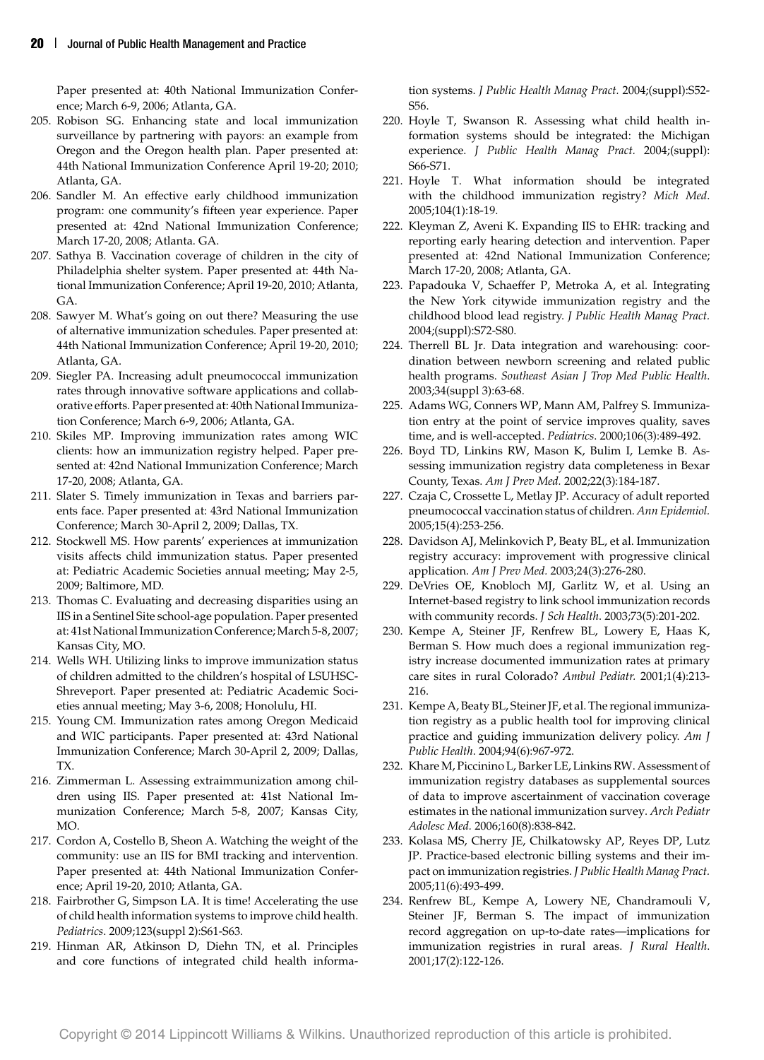Paper presented at: 40th National Immunization Conference; March 6-9, 2006; Atlanta, GA.

205. Robison SG. Enhancing state and local immunization surveillance by partnering with payors: an example from Oregon and the Oregon health plan. Paper presented at: 44th National Immunization Conference April 19-20; 2010; Atlanta, GA.
206. Sandler M. An effective early childhood immunization program: one community's fifteen year experience. Paper presented at: 42nd National Immunization Conference; March 17-20, 2008; Atlanta. GA.
207. Sathya B. Vaccination coverage of children in the city of Philadelphia shelter system. Paper presented at: 44th National Immunization Conference; April 19-20, 2010; Atlanta, GA.
208. Sawyer M. What's going on out there? Measuring the use of alternative immunization schedules. Paper presented at: 44th National Immunization Conference; April 19-20, 2010; Atlanta, GA.
209. Siegler PA. Increasing adult pneumococcal immunization rates through innovative software applications and collaborative efforts. Paper presented at: 40th National Immunization Conference; March 6-9, 2006; Atlanta, GA.
210. Skiles MP. Improving immunization rates among WIC clients: how an immunization registry helped. Paper presented at: 42nd National Immunization Conference; March 17-20, 2008; Atlanta, GA.
211. Slater S. Timely immunization in Texas and barriers parents face. Paper presented at: 43rd National Immunization Conference; March 30-April 2, 2009; Dallas, TX.
212. Stockwell MS. How parents' experiences at immunization visits affects child immunization status. Paper presented at: Pediatric Academic Societies annual meeting; May 2-5, 2009; Baltimore, MD.
213. Thomas C. Evaluating and decreasing disparities using an IIS in a Sentinel Site school-age population. Paper presented at: 41st National Immunization Conference; March 5-8, 2007; Kansas City, MO.
214. Wells WH. Utilizing links to improve immunization status of children admitted to the children's hospital of LSUHSC-Shreveport. Paper presented at: Pediatric Academic Societies annual meeting; May 3-6, 2008; Honolulu, HI.
215. Young CM. Immunization rates among Oregon Medicaid and WIC participants. Paper presented at: 43rd National Immunization Conference; March 30-April 2, 2009; Dallas, TX.
216. Zimmerman L. Assessing extraimmunization among children using IIS. Paper presented at: 41st National Immunization Conference; March 5-8, 2007; Kansas City, MO.
217. Cordon A, Costello B, Sheon A. Watching the weight of the community: use an IIS for BMI tracking and intervention. Paper presented at: 44th National Immunization Conference; April 19-20, 2010; Atlanta, GA.
218. Fairbrother G, Simpson LA. It is time! Accelerating the use of child health information systems to improve child health. *Pediatrics*. 2009;123(suppl 2):S61-S63.
219. Hinman AR, Atkinson D, Diehn TN, et al. Principles and core functions of integrated child health information systems. *J Public Health Manag Pract*. 2004;(suppl):S52-S56.
220. Hoyle T, Swanson R. Assessing what child health information systems should be integrated: the Michigan experience. *J Public Health Manag Pract*. 2004;(suppl): S66-S71.
221. Hoyle T. What information should be integrated with the childhood immunization registry? *Mich Med*. 2005;104(1):18-19.
222. Kleyman Z, Aveni K. Expanding IIS to EHR: tracking and reporting early hearing detection and intervention. Paper presented at: 42nd National Immunization Conference; March 17-20, 2008; Atlanta, GA.
223. Papadouka V, Schaeffer P, Metroka A, et al. Integrating the New York citywide immunization registry and the childhood blood lead registry. *J Public Health Manag Pract*. 2004;(suppl):S72-S80.
224. Therrell BL Jr. Data integration and warehousing: coordination between newborn screening and related public health programs. *Southeast Asian J Trop Med Public Health*. 2003;34(suppl 3):63-68.
225. Adams WG, Conners WP, Mann AM, Palfrey S. Immunization entry at the point of service improves quality, saves time, and is well-accepted. *Pediatrics*. 2000;106(3):489-492.
226. Boyd TD, Linkins RW, Mason K, Bulim I, Lemke B. Assessing immunization registry data completeness in Bexar County, Texas. *Am J Prev Med*. 2002;22(3):184-187.
227. Czaja C, Crossette L, Metlay JP. Accuracy of adult reported pneumococcal vaccination status of children. *Ann Epidemiol*. 2005;15(4):253-256.
228. Davidson AJ, Melinkovich P, Beaty BL, et al. Immunization registry accuracy: improvement with progressive clinical application. *Am J Prev Med*. 2003;24(3):276-280.
229. DeVries OE, Knobloch MJ, Garlitz W, et al. Using an Internet-based registry to link school immunization records with community records. *J Sch Health*. 2003;73(5):201-202.
230. Kempe A, Steiner JF, Renfrew BL, Lowery E, Haas K, Berman S. How much does a regional immunization registry increase documented immunization rates at primary care sites in rural Colorado? *Ambul Pediatr*. 2001;1(4):213-216.
231. Kempe A, Beaty BL, Steiner JF, et al. The regional immunization registry as a public health tool for improving clinical practice and guiding immunization delivery policy. *Am J Public Health*. 2004;94(6):967-972.
232. Khare M, Piccinino L, Barker LE, Linkins RW. Assessment of immunization registry databases as supplemental sources of data to improve ascertainment of vaccination coverage estimates in the national immunization survey. *Arch Pediatr Adolesc Med*. 2006;160(8):838-842.
233. Kolasa MS, Cherry JE, Chilkatowsky AP, Reyes DP, Lutz JP. Practice-based electronic billing systems and their impact on immunization registries. *J Public Health Manag Pract*. 2005;11(6):493-499.
234. Renfrew BL, Kempe A, Lowery NE, Chandramouli V, Steiner JF, Berman S. The impact of immunization record aggregation on up-to-date rates—implications for immunization registries in rural areas. *J Rural Health*. 2001;17(2):122-126.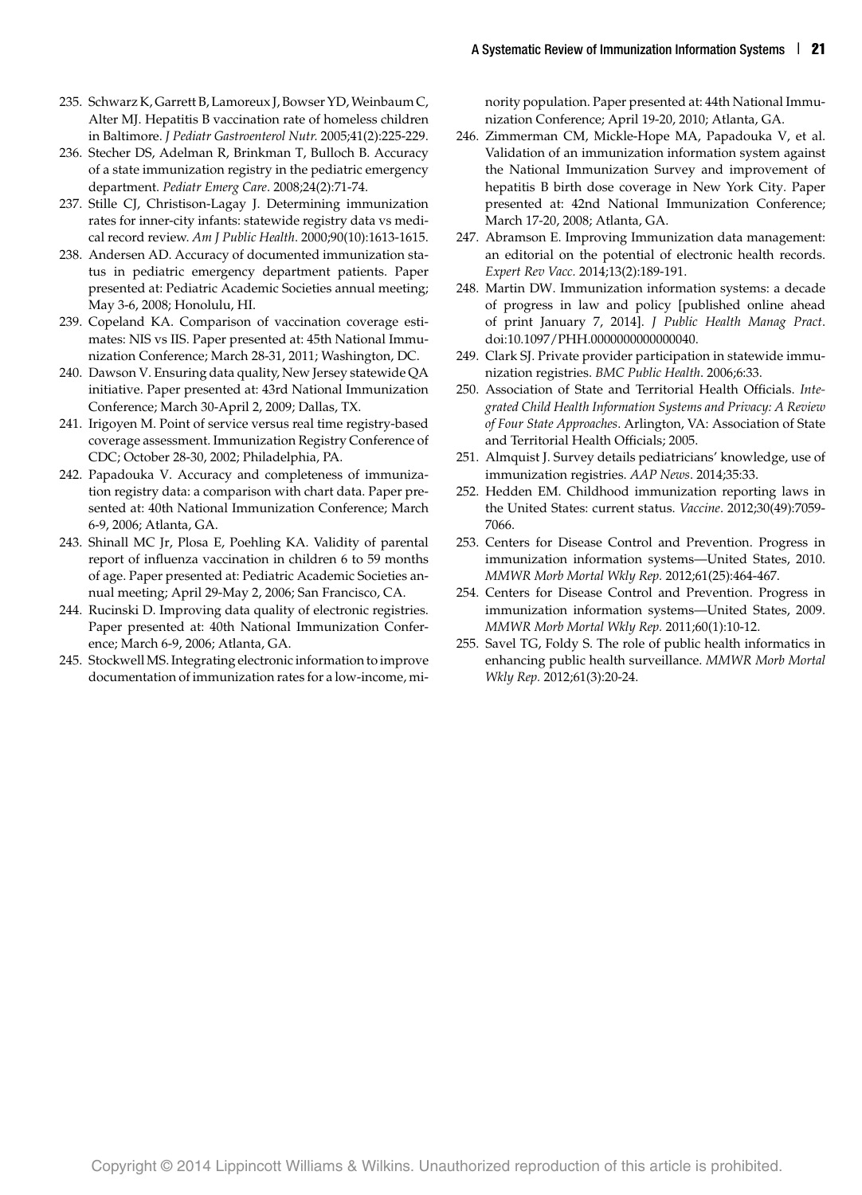235. Schwarz K, Garrett B, Lamoreux J, Bowser YD, Weinbaum C, Alter MJ. Hepatitis B vaccination rate of homeless children in Baltimore. *J Pediatr Gastroenterol Nutr.* 2005;41(2):225-229.
236. Stecher DS, Adelman R, Brinkman T, Bulloch B. Accuracy of a state immunization registry in the pediatric emergency department. *Pediatr Emerg Care*. 2008;24(2):71-74.
237. Stille CJ, Christison-Lagay J. Determining immunization rates for inner-city infants: statewide registry data vs medical record review. *Am J Public Health*. 2000;90(10):1613-1615.
238. Andersen AD. Accuracy of documented immunization status in pediatric emergency department patients. Paper presented at: Pediatric Academic Societies annual meeting; May 3-6, 2008; Honolulu, HI.
239. Copeland KA. Comparison of vaccination coverage estimates: NIS vs IIS. Paper presented at: 45th National Immunization Conference; March 28-31, 2011; Washington, DC.
240. Dawson V. Ensuring data quality, New Jersey statewide QA initiative. Paper presented at: 43rd National Immunization Conference; March 30-April 2, 2009; Dallas, TX.
241. Irigoyen M. Point of service versus real time registry-based coverage assessment. Immunization Registry Conference of CDC; October 28-30, 2002; Philadelphia, PA.
242. Papadouka V. Accuracy and completeness of immunization registry data: a comparison with chart data. Paper presented at: 40th National Immunization Conference; March 6-9, 2006; Atlanta, GA.
243. Shinall MC Jr, Plosa E, Poehling KA. Validity of parental report of influenza vaccination in children 6 to 59 months of age. Paper presented at: Pediatric Academic Societies annual meeting; April 29-May 2, 2006; San Francisco, CA.
244. Rucinski D. Improving data quality of electronic registries. Paper presented at: 40th National Immunization Conference; March 6-9, 2006; Atlanta, GA.
245. Stockwell MS. Integrating electronic information to improve documentation of immunization rates for a low-income, minority population. Paper presented at: 44th National Immunization Conference; April 19-20, 2010; Atlanta, GA.
246. Zimmerman CM, Mickle-Hope MA, Papadouka V, et al. Validation of an immunization information system against the National Immunization Survey and improvement of hepatitis B birth dose coverage in New York City. Paper presented at: 42nd National Immunization Conference; March 17-20, 2008; Atlanta, GA.
247. Abramson E. Improving Immunization data management: an editorial on the potential of electronic health records. *Expert Rev Vacc.* 2014;13(2):189-191.
248. Martin DW. Immunization information systems: a decade of progress in law and policy [published online ahead of print January 7, 2014]. *J Public Health Manag Pract*. doi:10.1097/PHH.0000000000000040.
249. Clark SJ. Private provider participation in statewide immunization registries. *BMC Public Health*. 2006;6:33.
250. Association of State and Territorial Health Officials. *Integrated Child Health Information Systems and Privacy: A Review of Four State Approaches*. Arlington, VA: Association of State and Territorial Health Officials; 2005.
251. Almquist J. Survey details pediatricians' knowledge, use of immunization registries. *AAP News*. 2014;35:33.
252. Hedden EM. Childhood immunization reporting laws in the United States: current status. *Vaccine*. 2012;30(49):7059-7066.
253. Centers for Disease Control and Prevention. Progress in immunization information systems—United States, 2010. *MMWR Morb Mortal Wkly Rep.* 2012;61(25):464-467.
254. Centers for Disease Control and Prevention. Progress in immunization information systems—United States, 2009. *MMWR Morb Mortal Wkly Rep.* 2011;60(1):10-12.
255. Savel TG, Foldy S. The role of public health informatics in enhancing public health surveillance. *MMWR Morb Mortal Wkly Rep.* 2012;61(3):20-24.

Copyright © 2014 Lippincott Williams & Wilkins. Unauthorized reproduction of this article is prohibited.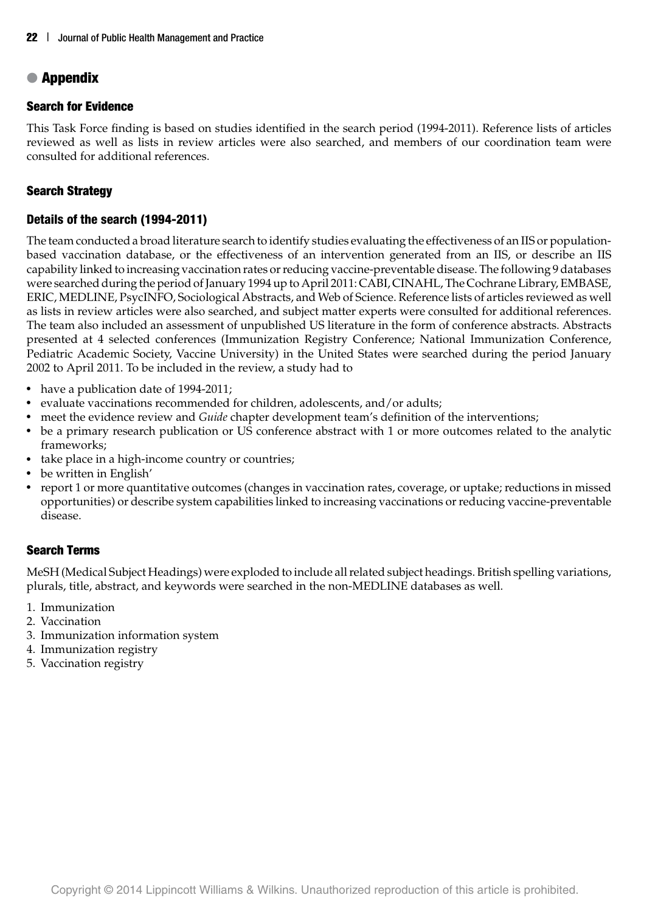## Appendix

### Search for Evidence

This Task Force finding is based on studies identified in the search period (1994-2011). Reference lists of articles reviewed as well as lists in review articles were also searched, and members of our coordination team were consulted for additional references.

### Search Strategy

### Details of the search (1994-2011)

The team conducted a broad literature search to identify studies evaluating the effectiveness of an IIS or population-based vaccination database, or the effectiveness of an intervention generated from an IIS, or describe an IIS capability linked to increasing vaccination rates or reducing vaccine-preventable disease. The following 9 databases were searched during the period of January 1994 up to April 2011: CABI, CINAHL, The Cochrane Library, EMBASE, ERIC, MEDLINE, PsycINFO, Sociological Abstracts, and Web of Science. Reference lists of articles reviewed as well as lists in review articles were also searched, and subject matter experts were consulted for additional references. The team also included an assessment of unpublished US literature in the form of conference abstracts. Abstracts presented at 4 selected conferences (Immunization Registry Conference; National Immunization Conference, Pediatric Academic Society, Vaccine University) in the United States were searched during the period January 2002 to April 2011. To be included in the review, a study had to

- have a publication date of 1994-2011;
- evaluate vaccinations recommended for children, adolescents, and/or adults;
- meet the evidence review and *Guide* chapter development team's definition of the interventions;
- be a primary research publication or US conference abstract with 1 or more outcomes related to the analytic frameworks;
- take place in a high-income country or countries;
- be written in English'
- report 1 or more quantitative outcomes (changes in vaccination rates, coverage, or uptake; reductions in missed opportunities) or describe system capabilities linked to increasing vaccinations or reducing vaccine-preventable disease.

### Search Terms

MeSH (Medical Subject Headings) were exploded to include all related subject headings. British spelling variations, plurals, title, abstract, and keywords were searched in the non-MEDLINE databases as well.

1. Immunization
2. Vaccination
3. Immunization information system
4. Immunization registry
5. Vaccination registry